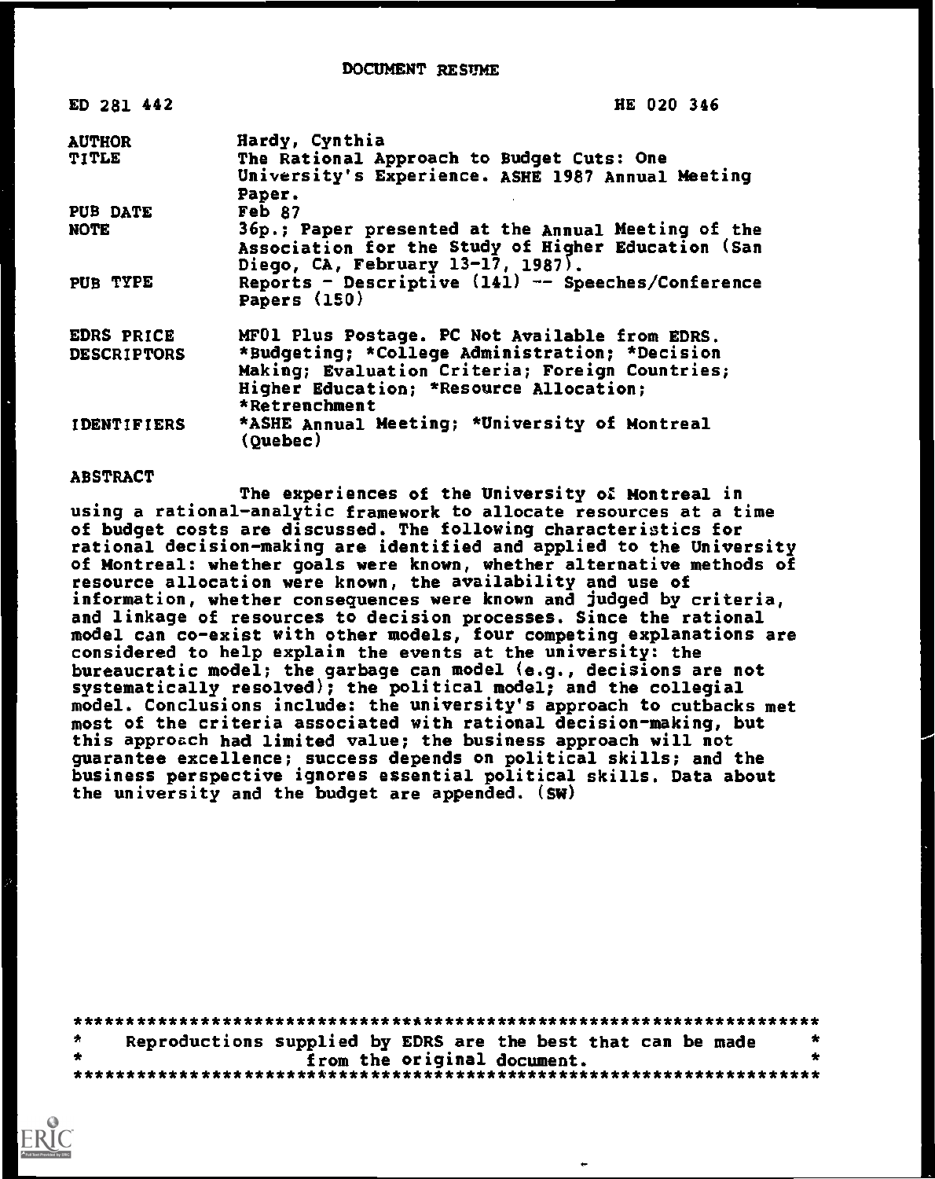# DOCUMENT RESUME

| | |
|---|---|
| ED 281 442 | HE 020 346 |
| AUTHOR | Hardy, Cynthia |
| TITLE | The Rational Approach to Budget Cuts: One University's Experience. ASHE 1987 Annual Meeting Paper. |
| PUB DATE | Feb 87 |
| NOTE | 36p.; Paper presented at the Annual Meeting of the Association for the Study of Higher Education (San Diego, CA, February 13-17, 1987). |
| PUB TYPE | Reports - Descriptive (141) -- Speeches/Conference Papers (150) |
| EDRS PRICE | MF01 Plus Postage. PC Not Available from EDRS. |
| DESCRIPTORS | *Budgeting; *College Administration; *Decision Making; Evaluation Criteria; Foreign Countries; Higher Education; *Resource Allocation; *Retrenchment |
| IDENTIFIERS | *ASHE Annual Meeting; *University of Montreal (Quebec) |

ABSTRACT

The experiences of the University of Montreal in using a rational-analytic framework to allocate resources at a time of budget costs are discussed. The following characteristics for rational decision-making are identified and applied to the University of Montreal: whether goals were known, whether alternative methods of resource allocation were known, the availability and use of information, whether consequences were known and judged by criteria, and linkage of resources to decision processes. Since the rational model can co-exist with other models, four competing explanations are considered to help explain the events at the university: the bureaucratic model; the garbage can model (e.g., decisions are not systematically resolved); the political model; and the collegial model. Conclusions include: the university's approach to cutbacks met most of the criteria associated with rational decision-making, but this approach had limited value; the business approach will not guarantee excellence; success depends on political skills; and the business perspective ignores essential political skills. Data about the university and the budget are appended. (SW)

***********************************************************************
* Reproductions supplied by EDRS are the best that can be made *
* from the original document. *
***********************************************************************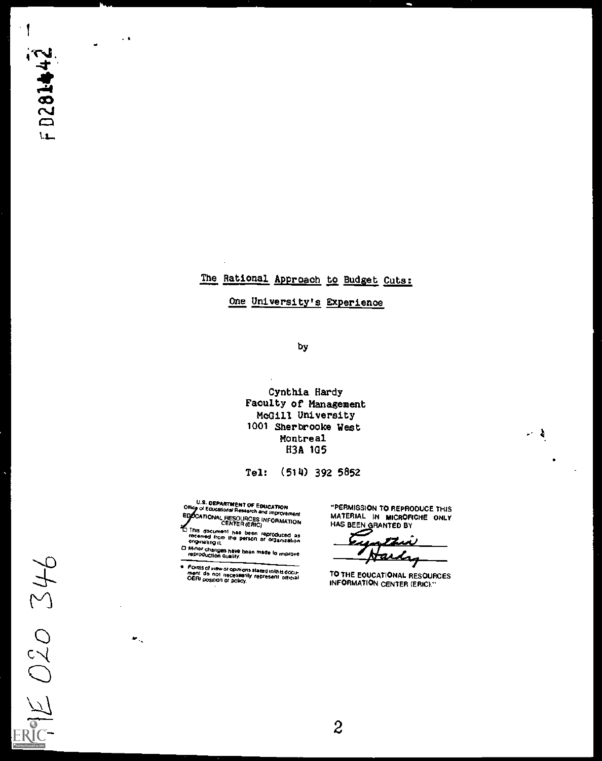# The Rational Approach to Budget Cuts: One University's Experience

by

Cynthia Hardy
Faculty of Management
McGill University
1001 Sherbrooke West
Montreal
H3A 1G5

Tel: (514) 392 5852

U.S. DEPARTMENT OF EDUCATION
Office of Educational Research and Improvement
EDUCATIONAL RESOURCES INFORMATION CENTER (ERIC)

- This document has been reproduced as received from the person or organization originating it.
- Minor changes have been made to improve reproduction quality.

- Points of view or opinions stated in this document do not necessarily represent official OERI position or policy.

"PERMISSION TO REPRODUCE THIS MATERIAL IN MICROFICHE ONLY HAS BEEN GRANTED BY

Cynthia Hardy

TO THE EDUCATIONAL RESOURCES INFORMATION CENTER (ERIC)."

FD281442

HE 020 346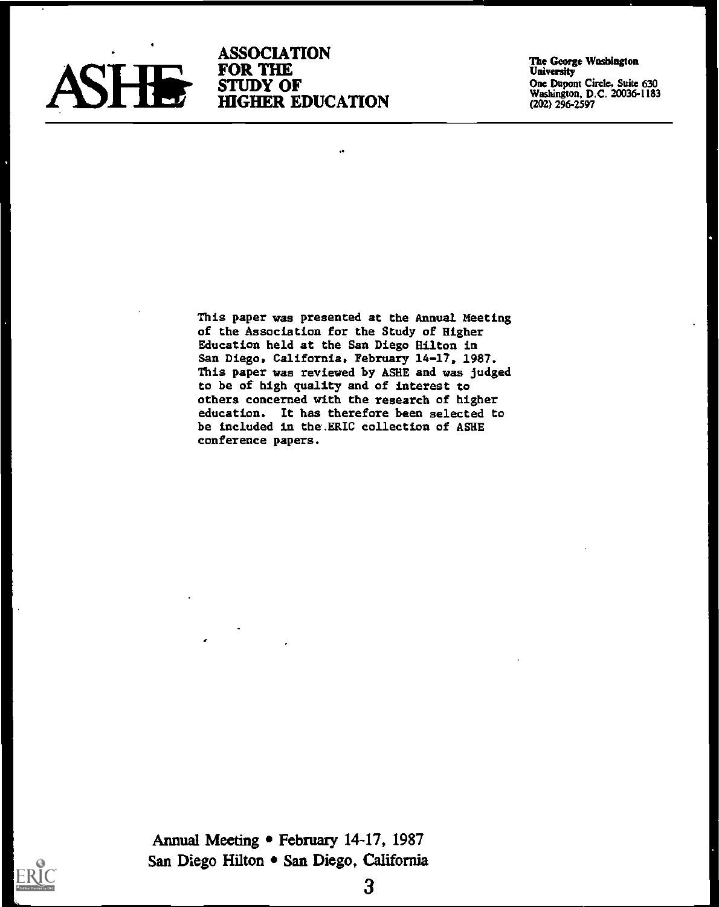# ASHE

**ASSOCIATION FOR THE STUDY OF HIGHER EDUCATION**

The George Washington University
One Dupont Circle, Suite 630
Washington, D.C. 20036-1183
(202) 296-2597

This paper was presented at the Annual Meeting of the Association for the Study of Higher Education held at the San Diego Hilton in San Diego, California, February 14-17, 1987. This paper was reviewed by ASHE and was judged to be of high quality and of interest to others concerned with the research of higher education. It has therefore been selected to be included in the ERIC collection of ASHE conference papers.

Annual Meeting • February 14-17, 1987
San Diego Hilton • San Diego, California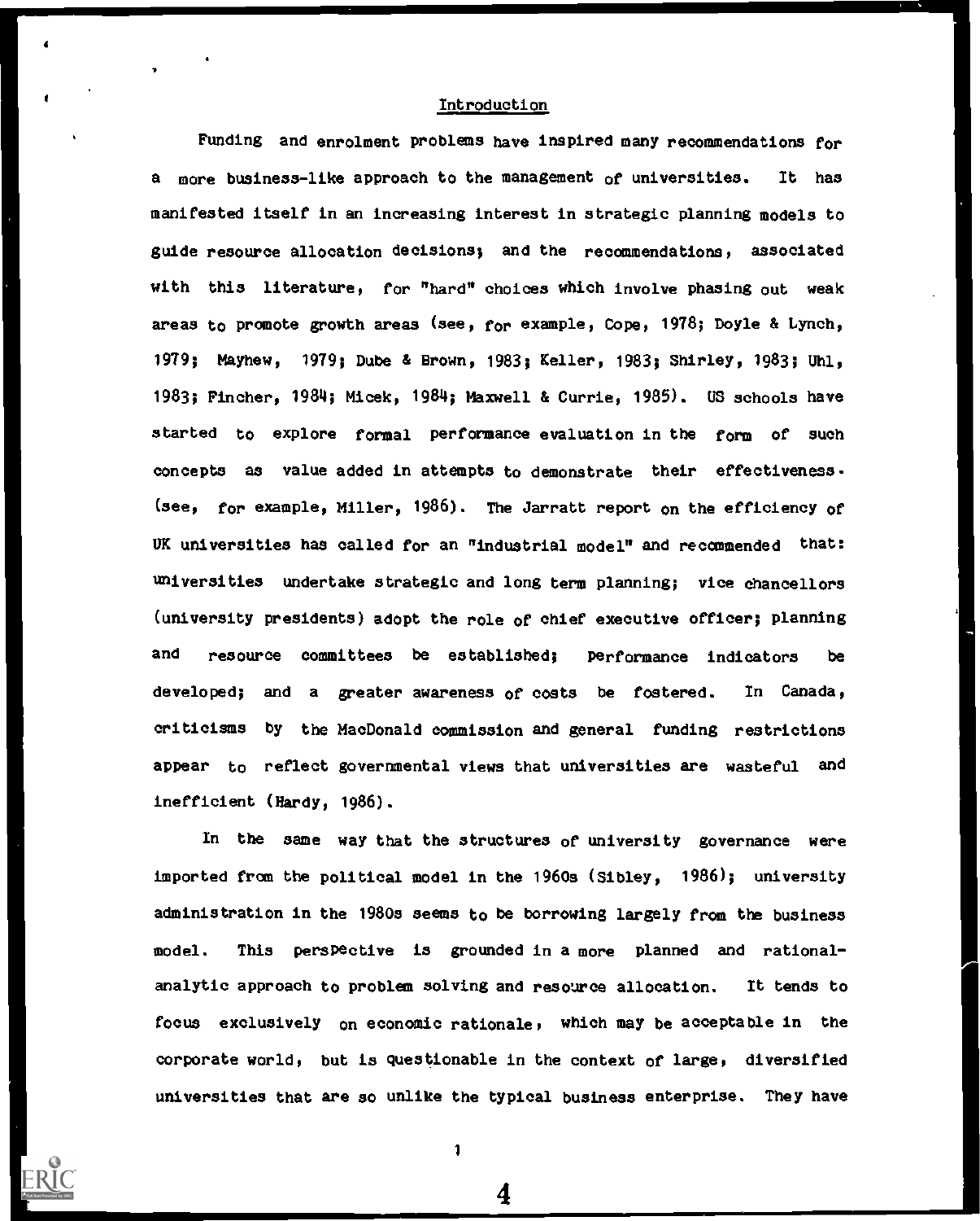## Introduction

Funding and enrolment problems have inspired many recommendations for a more business-like approach to the management of universities. It has manifested itself in an increasing interest in strategic planning models to guide resource allocation decisions; and the recommendations, associated with this literature, for "hard" choices which involve phasing out weak areas to promote growth areas (see, for example, Cope, 1978; Doyle & Lynch, 1979; Mayhew, 1979; Dube & Brown, 1983; Keller, 1983; Shirley, 1983; Uhl, 1983; Fincher, 1984; Micek, 1984; Maxwell & Currie, 1985). US schools have started to explore formal performance evaluation in the form of such concepts as value added in attempts to demonstrate their effectiveness. (see, for example, Miller, 1986). The Jarratt report on the efficiency of UK universities has called for an "industrial model" and recommended that: universities undertake strategic and long term planning; vice chancellors (university presidents) adopt the role of chief executive officer; planning and resource committees be established; performance indicators be developed; and a greater awareness of costs be fostered. In Canada, criticisms by the MacDonald commission and general funding restrictions appear to reflect governmental views that universities are wasteful and inefficient (Hardy, 1986).

In the same way that the structures of university governance were imported from the political model in the 1960s (Sibley, 1986); university administration in the 1980s seems to be borrowing largely from the business model. This perspective is grounded in a more planned and rational-analytic approach to problem solving and resource allocation. It tends to focus exclusively on economic rationale, which may be acceptable in the corporate world, but is questionable in the context of large, diversified universities that are so unlike the typical business enterprise. They have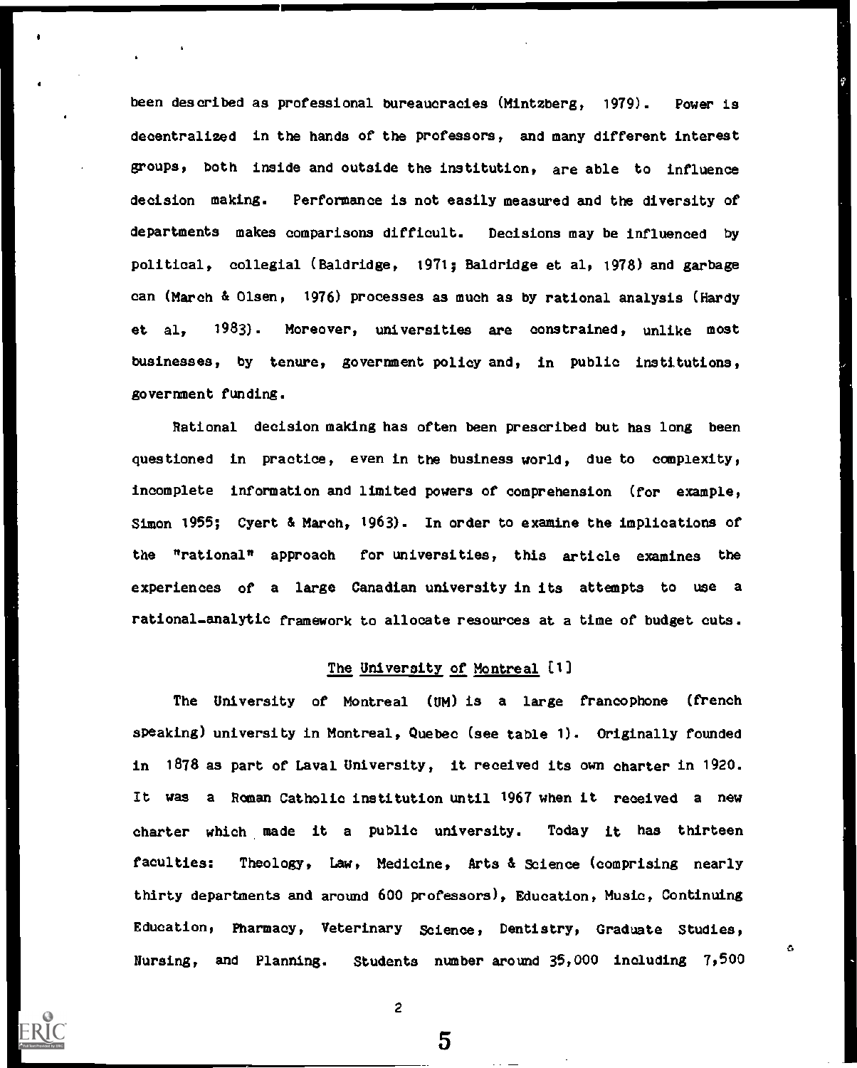been described as professional bureaucracies (Mintzberg, 1979). Power is decentralized in the hands of the professors, and many different interest groups, both inside and outside the institution, are able to influence decision making. Performance is not easily measured and the diversity of departments makes comparisons difficult. Decisions may be influenced by political, collegial (Baldridge, 1971; Baldridge et al, 1978) and garbage can (March & Olsen, 1976) processes as much as by rational analysis (Hardy et al, 1983). Moreover, universities are constrained, unlike most businesses, by tenure, government policy and, in public institutions, government funding.

Rational decision making has often been prescribed but has long been questioned in practice, even in the business world, due to complexity, incomplete information and limited powers of comprehension (for example, Simon 1955; Cyert & March, 1963). In order to examine the implications of the "rational" approach for universities, this article examines the experiences of a large Canadian university in its attempts to use a rational-analytic framework to allocate resources at a time of budget cuts.

## The University of Montreal [1]

The University of Montreal (UM) is a large francophone (french speaking) university in Montreal, Quebec (see table 1). Originally founded in 1878 as part of Laval University, it received its own charter in 1920. It was a Roman Catholic institution until 1967 when it received a new charter which made it a public university. Today it has thirteen faculties: Theology, Law, Medicine, Arts & Science (comprising nearly thirty departments and around 600 professors), Education, Music, Continuing Education, Pharmacy, Veterinary Science, Dentistry, Graduate Studies, Nursing, and Planning. Students number around 35,000 including 7,500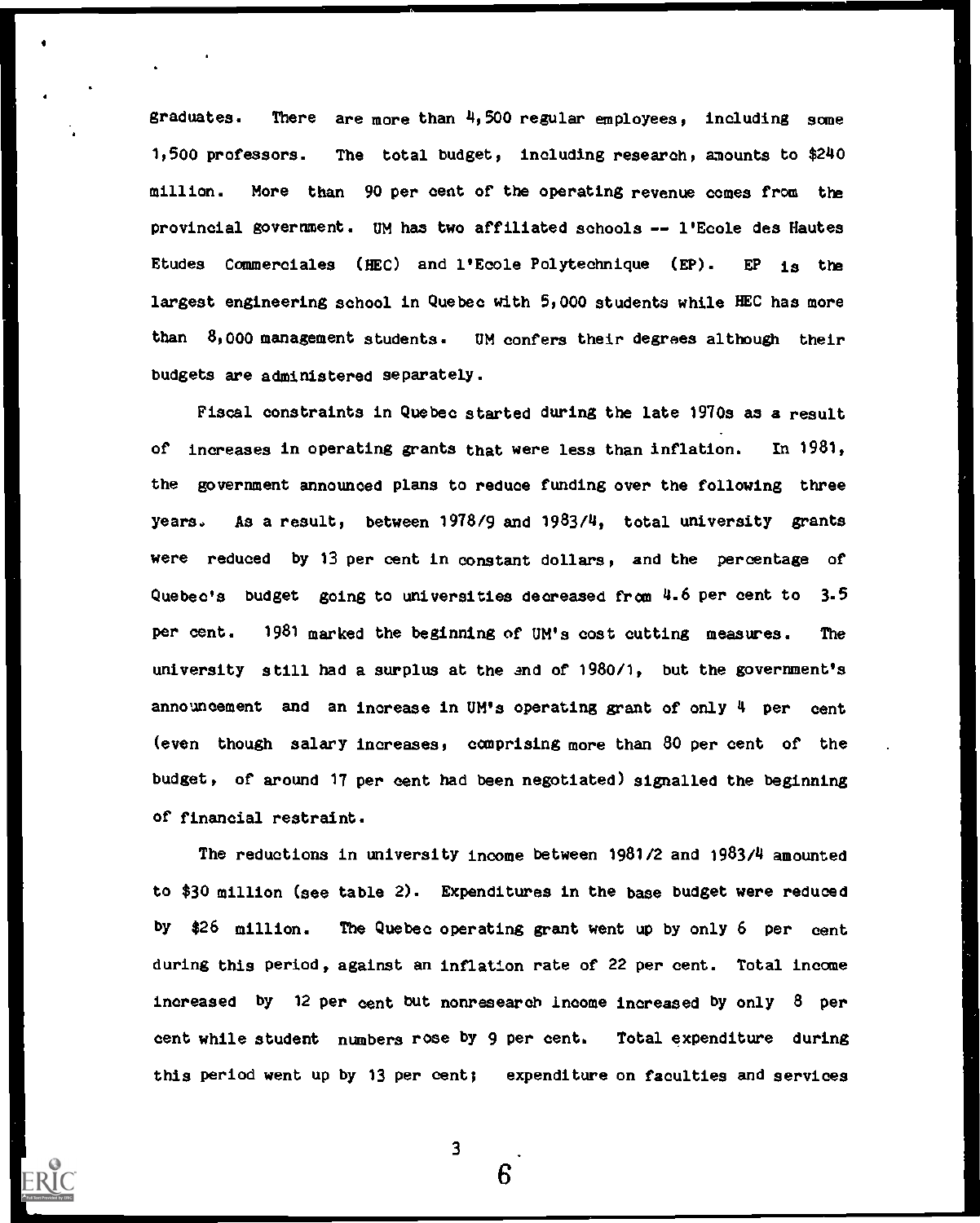graduates. There are more than 4,500 regular employees, including some 1,500 professors. The total budget, including research, amounts to $240 million. More than 90 per cent of the operating revenue comes from the provincial government. UM has two affiliated schools -- l'Ecole des Hautes Etudes Commerciales (HEC) and l'Ecole Polytechnique (EP). EP is the largest engineering school in Quebec with 5,000 students while HEC has more than 8,000 management students. UM confers their degrees although their budgets are administered separately.

Fiscal constraints in Quebec started during the late 1970s as a result of increases in operating grants that were less than inflation. In 1981, the government announced plans to reduce funding over the following three years. As a result, between 1978/9 and 1983/4, total university grants were reduced by 13 per cent in constant dollars, and the percentage of Quebec's budget going to universities decreased from 4.6 per cent to 3.5 per cent. 1981 marked the beginning of UM's cost cutting measures. The university still had a surplus at the end of 1980/1, but the government's announcement and an increase in UM's operating grant of only 4 per cent (even though salary increases, comprising more than 80 per cent of the budget, of around 17 per cent had been negotiated) signalled the beginning of financial restraint.

The reductions in university income between 1981/2 and 1983/4 amounted to $30 million (see table 2). Expenditures in the base budget were reduced by $26 million. The Quebec operating grant went up by only 6 per cent during this period, against an inflation rate of 22 per cent. Total income increased by 12 per cent but nonresearch income increased by only 8 per cent while student numbers rose by 9 per cent. Total expenditure during this period went up by 13 per cent; expenditure on faculties and services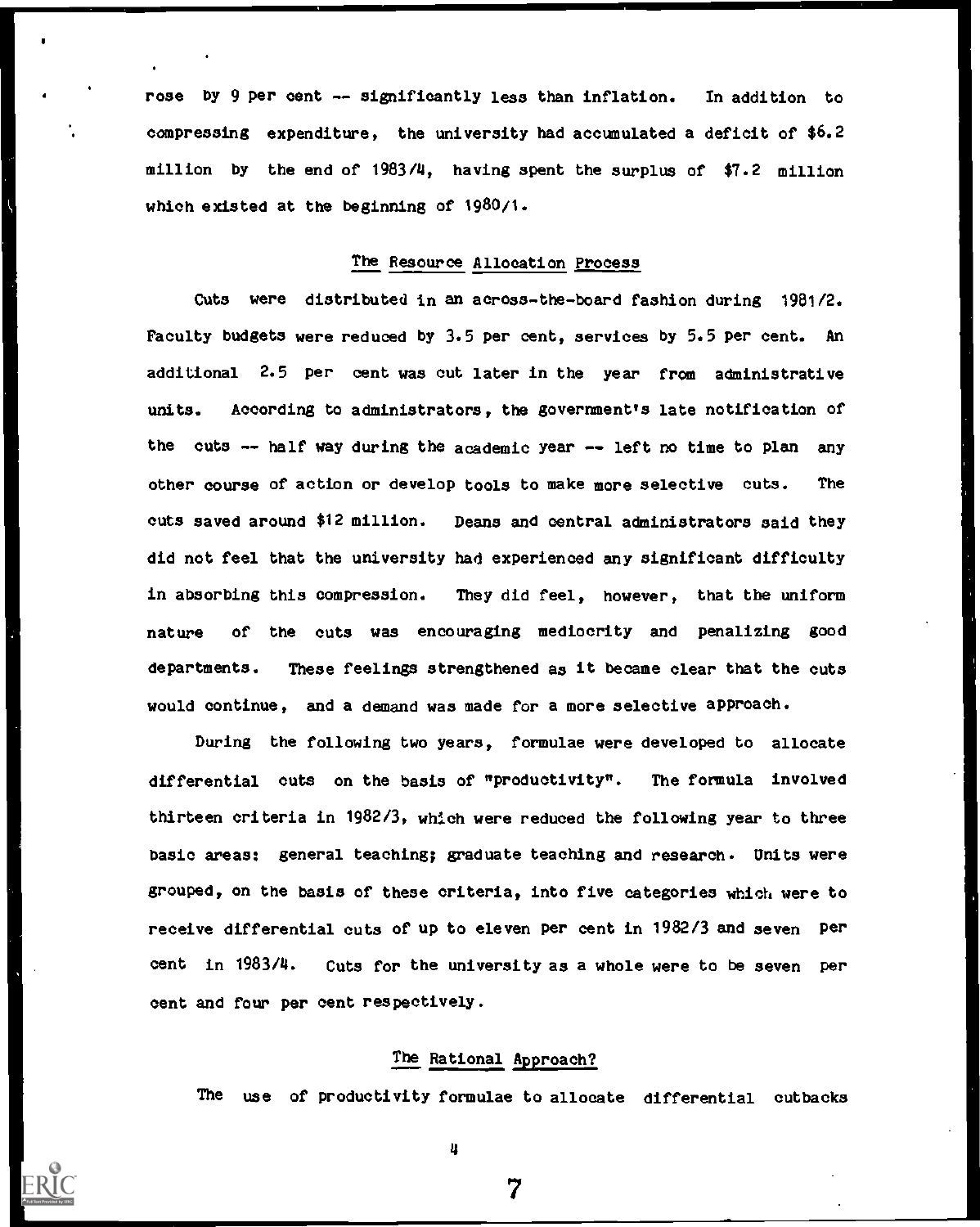rose by 9 per cent -- significantly less than inflation. In addition to compressing expenditure, the university had accumulated a deficit of $6.2 million by the end of 1983/4, having spent the surplus of $7.2 million which existed at the beginning of 1980/1.

## The Resource Allocation Process

Cuts were distributed in an across-the-board fashion during 1981/2. Faculty budgets were reduced by 3.5 per cent, services by 5.5 per cent. An additional 2.5 per cent was cut later in the year from administrative units. According to administrators, the government's late notification of the cuts -- half way during the academic year -- left no time to plan any other course of action or develop tools to make more selective cuts. The cuts saved around $12 million. Deans and central administrators said they did not feel that the university had experienced any significant difficulty in absorbing this compression. They did feel, however, that the uniform nature of the cuts was encouraging mediocrity and penalizing good departments. These feelings strengthened as it became clear that the cuts would continue, and a demand was made for a more selective approach.

During the following two years, formulae were developed to allocate differential cuts on the basis of "productivity". The formula involved thirteen criteria in 1982/3, which were reduced the following year to three basic areas: general teaching; graduate teaching and research. Units were grouped, on the basis of these criteria, into five categories which were to receive differential cuts of up to eleven per cent in 1982/3 and seven per cent in 1983/4. Cuts for the university as a whole were to be seven per cent and four per cent respectively.

## The Rational Approach?

The use of productivity formulae to allocate differential cutbacks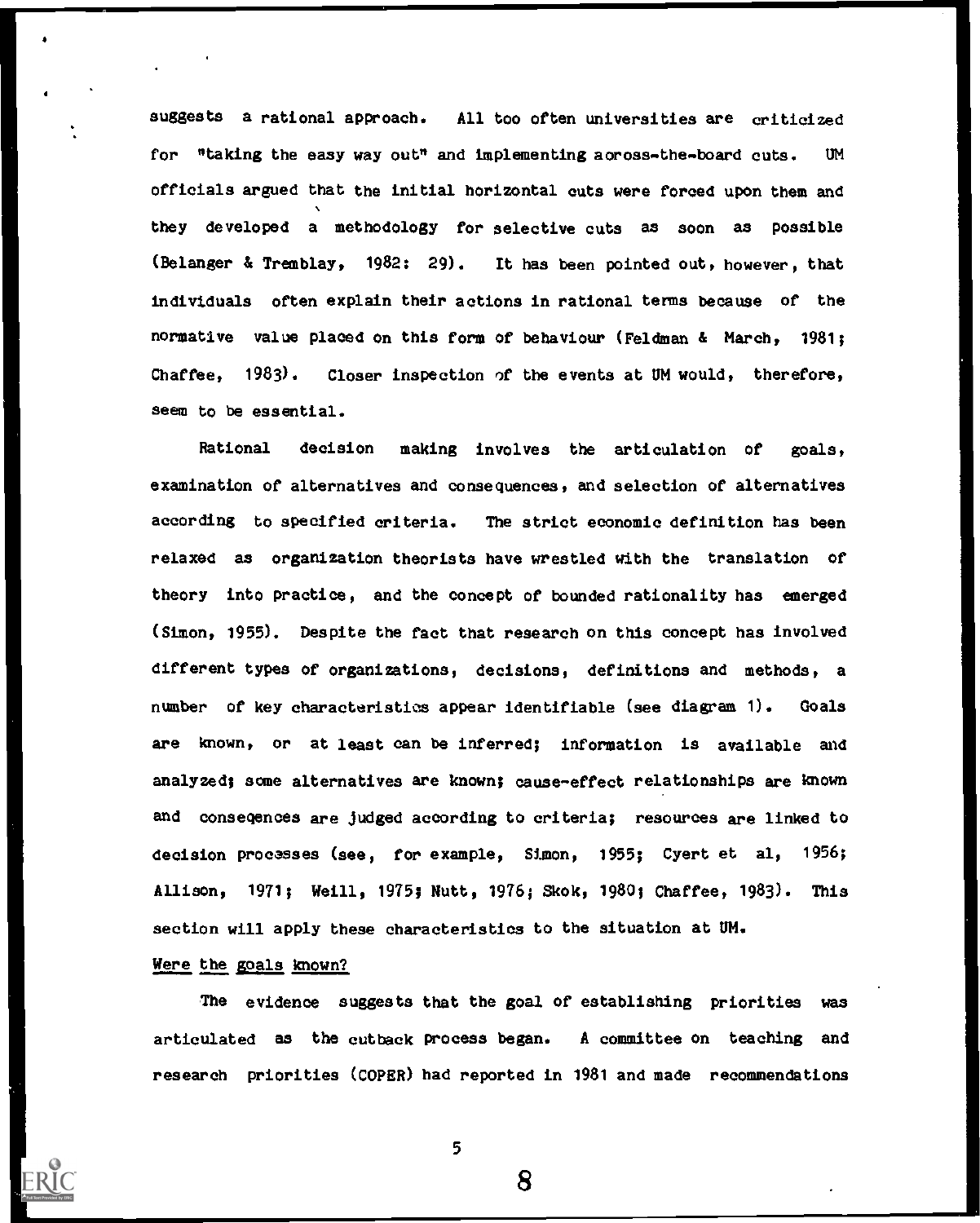suggests a rational approach. All too often universities are criticized for "taking the easy way out" and implementing across-the-board cuts. UM officials argued that the initial horizontal cuts were forced upon them and they developed a methodology for selective cuts as soon as possible (Belanger & Tremblay, 1982: 29). It has been pointed out, however, that individuals often explain their actions in rational terms because of the normative value placed on this form of behaviour (Feldman & March, 1981; Chaffee, 1983). Closer inspection of the events at UM would, therefore, seem to be essential.

Rational decision making involves the articulation of goals, examination of alternatives and consequences, and selection of alternatives according to specified criteria. The strict economic definition has been relaxed as organization theorists have wrestled with the translation of theory into practice, and the concept of bounded rationality has emerged (Simon, 1955). Despite the fact that research on this concept has involved different types of organizations, decisions, definitions and methods, a number of key characteristics appear identifiable (see diagram 1). Goals are known, or at least can be inferred; information is available and analyzed; some alternatives are known; cause-effect relationships are known and conseqences are judged according to criteria; resources are linked to decision processes (see, for example, Simon, 1955; Cyert et al, 1956; Allison, 1971; Weill, 1975; Nutt, 1976; Skok, 1980; Chaffee, 1983). This section will apply these characteristics to the situation at UM.

Were the goals known?

The evidence suggests that the goal of establishing priorities was articulated as the cutback process began. A committee on teaching and research priorities (COPER) had reported in 1981 and made recommendations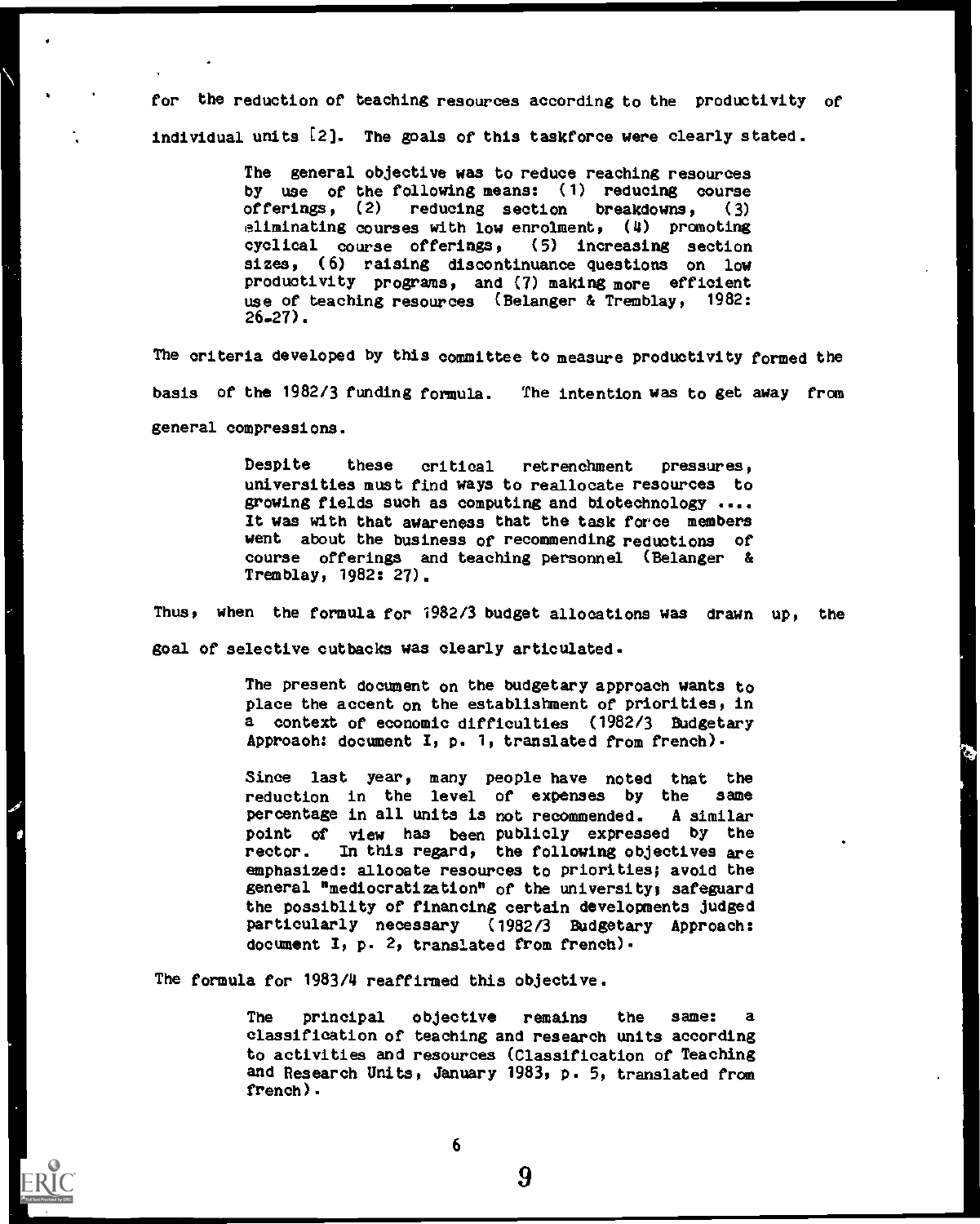for the reduction of teaching resources according to the productivity of individual units [2]. The goals of this taskforce were clearly stated.

> The general objective was to reduce reaching resources by use of the following means: (1) reducing course offerings, (2) reducing section breakdowns, (3) eliminating courses with low enrolment, (4) promoting cyclical course offerings, (5) increasing section sizes, (6) raising discontinuance questions on low productivity programs, and (7) making more efficient use of teaching resources (Belanger & Tremblay, 1982: 26-27).

The criteria developed by this committee to measure productivity formed the basis of the 1982/3 funding formula. The intention was to get away from general compressions.

> Despite these critical retrenchment pressures, universities must find ways to reallocate resources to growing fields such as computing and biotechnology .... It was with that awareness that the task force members went about the business of recommending reductions of course offerings and teaching personnel (Belanger & Tremblay, 1982: 27).

Thus, when the formula for 1982/3 budget allocations was drawn up, the goal of selective cutbacks was clearly articulated.

> The present document on the budgetary approach wants to place the accent on the establishment of priorities, in a context of economic difficulties (1982/3 Budgetary Approach: document I, p. 1, translated from french).

> Since last year, many people have noted that the reduction in the level of expenses by the same percentage in all units is not recommended. A similar point of view has been publicly expressed by the rector. In this regard, the following objectives are emphasized: allocate resources to priorities; avoid the general "mediocratization" of the university; safeguard the possiblity of financing certain developments judged particularly necessary (1982/3 Budgetary Approach: document I, p. 2, translated from french).

The formula for 1983/4 reaffirmed this objective.

> The principal objective remains the same: a classification of teaching and research units according to activities and resources (Classification of Teaching and Research Units, January 1983, p. 5, translated from french).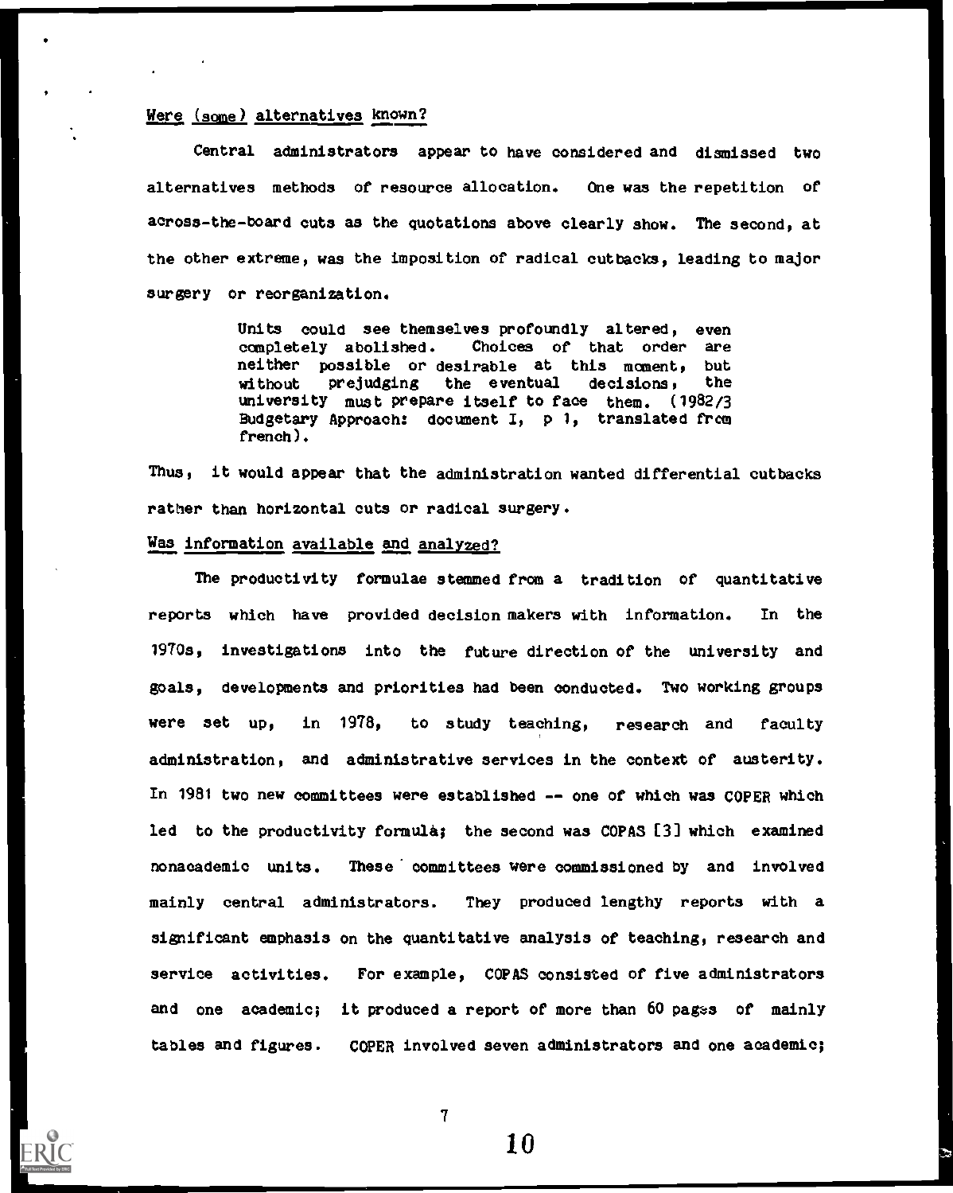Were (some) alternatives known?

Central administrators appear to have considered and dismissed two alternatives methods of resource allocation. One was the repetition of across-the-board cuts as the quotations above clearly show. The second, at the other extreme, was the imposition of radical cutbacks, leading to major surgery or reorganization.

> Units could see themselves profoundly altered, even completely abolished. Choices of that order are neither possible or desirable at this moment, but without prejudging the eventual decisions, the university must prepare itself to face them. (1982/3 Budgetary Approach: document I, p 1, translated from french).

Thus, it would appear that the administration wanted differential cutbacks rather than horizontal cuts or radical surgery.

Was information available and analyzed?

The productivity formulae stemmed from a tradition of quantitative reports which have provided decision makers with information. In the 1970s, investigations into the future direction of the university and goals, developments and priorities had been conducted. Two working groups were set up, in 1978, to study teaching, research and faculty administration, and administrative services in the context of austerity. In 1981 two new committees were established -- one of which was COPER which led to the productivity formulà; the second was COPAS [3] which examined nonacademic units. These committees were commissioned by and involved mainly central administrators. They produced lengthy reports with a significant emphasis on the quantitative analysis of teaching, research and service activities. For example, COPAS consisted of five administrators and one academic; it produced a report of more than 60 pages of mainly tables and figures. COPER involved seven administrators and one academic;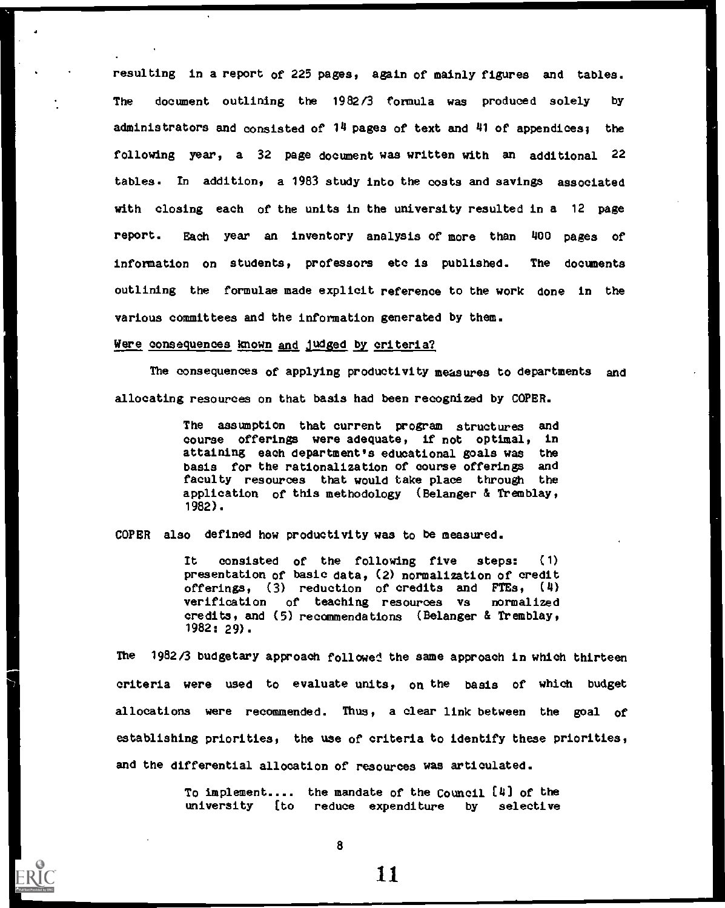resulting in a report of 225 pages, again of mainly figures and tables. The document outlining the 1982/3 formula was produced solely by administrators and consisted of 14 pages of text and 41 of appendices; the following year, a 32 page document was written with an additional 22 tables. In addition, a 1983 study into the costs and savings associated with closing each of the units in the university resulted in a 12 page report. Each year an inventory analysis of more than 400 pages of information on students, professors etc is published. The documents outlining the formulae made explicit reference to the work done in the various committees and the information generated by them.

<u>Were consequences known and judged by criteria?</u>

The consequences of applying productivity measures to departments and allocating resources on that basis had been recognized by COPER.

> The assumption that current program structures and course offerings were adequate, if not optimal, in attaining each department's educational goals was the basis for the rationalization of course offerings and faculty resources that would take place through the application of this methodology (Belanger & Tremblay, 1982).

COPER also defined how productivity was to be measured.

> It consisted of the following five steps: (1) presentation of basic data, (2) normalization of credit offerings, (3) reduction of credits and FTEs, (4) verification of teaching resources vs normalized credits, and (5) recommendations (Belanger & Tremblay, 1982: 29).

The 1982/3 budgetary approach followed the same approach in which thirteen criteria were used to evaluate units, on the basis of which budget allocations were recommended. Thus, a clear link between the goal of establishing priorities, the use of criteria to identify these priorities, and the differential allocation of resources was articulated.

> To implement.... the mandate of the Council [4] of the university [to reduce expenditure by selective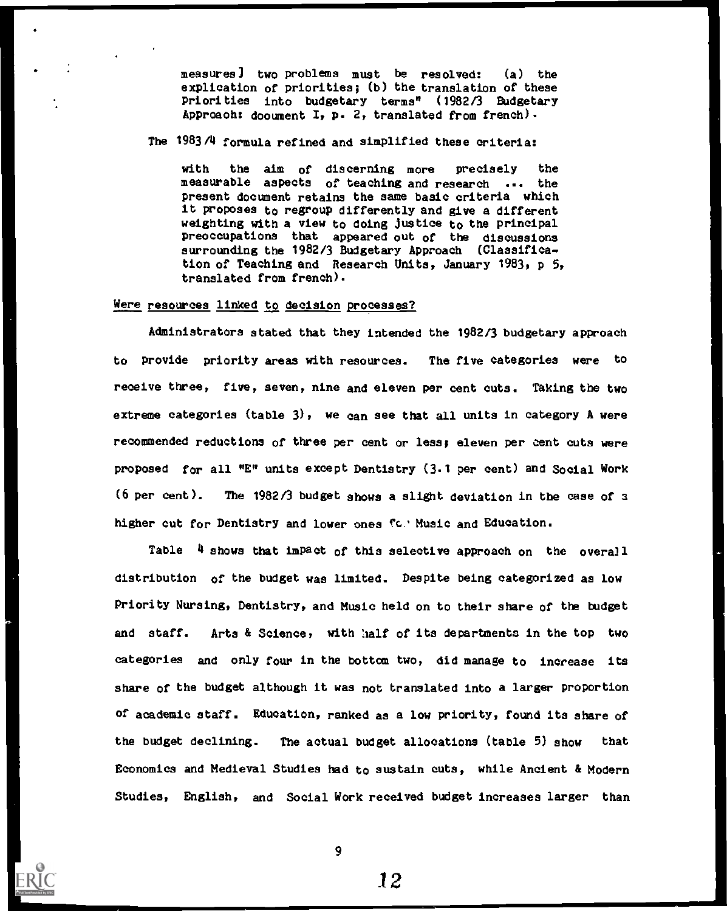measures] two problems must be resolved: (a) the explication of priorities; (b) the translation of these priorities into budgetary terms" (1982/3 Budgetary Approach: document I, p. 2, translated from french).

The 1983/4 formula refined and simplified these criteria:

> with the aim of discerning more precisely the measurable aspects of teaching and research ... the present document retains the same basic criteria which it proposes to regroup differently and give a different weighting with a view to doing justice to the principal preoccupations that appeared out of the discussions surrounding the 1982/3 Budgetary Approach (Classification of Teaching and Research Units, January 1983, p 5, translated from french).

Were resources linked to decision processes?

Administrators stated that they intended the 1982/3 budgetary approach to provide priority areas with resources. The five categories were to receive three, five, seven, nine and eleven per cent cuts. Taking the two extreme categories (table 3), we can see that all units in category A were recommended reductions of three per cent or less; eleven per cent cuts were proposed for all "E" units except Dentistry (3.1 per cent) and Social Work (6 per cent). The 1982/3 budget shows a slight deviation in the case of a higher cut for Dentistry and lower ones for Music and Education.

Table 4 shows that impact of this selective approach on the overall distribution of the budget was limited. Despite being categorized as low priority Nursing, Dentistry, and Music held on to their share of the budget and staff. Arts & Science, with half of its departments in the top two categories and only four in the bottom two, did manage to increase its share of the budget although it was not translated into a larger proportion of academic staff. Education, ranked as a low priority, found its share of the budget declining. The actual budget allocations (table 5) show that Economics and Medieval Studies had to sustain cuts, while Ancient & Modern Studies, English, and Social Work received budget increases larger than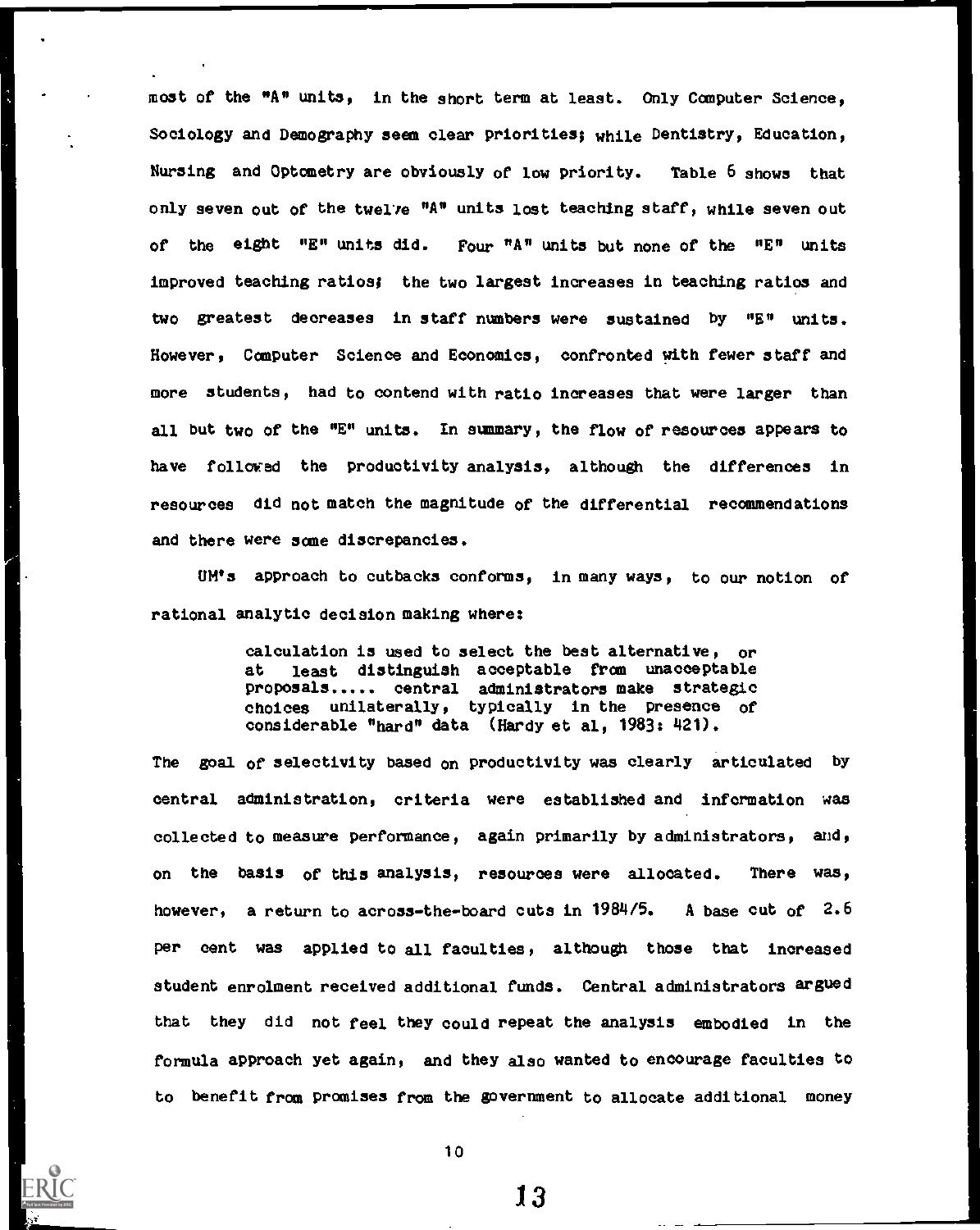most of the "A" units, in the short term at least. Only Computer Science, Sociology and Demography seem clear priorities; while Dentistry, Education, Nursing and Optometry are obviously of low priority. Table 6 shows that only seven out of the twelve "A" units lost teaching staff, while seven out of the eight "E" units did. Four "A" units but none of the "E" units improved teaching ratios; the two largest increases in teaching ratios and two greatest decreases in staff numbers were sustained by "E" units. However, Computer Science and Economics, confronted with fewer staff and more students, had to contend with ratio increases that were larger than all but two of the "E" units. In summary, the flow of resources appears to have followed the productivity analysis, although the differences in resources did not match the magnitude of the differential recommendations and there were some discrepancies.

UM's approach to cutbacks conforms, in many ways, to our notion of rational analytic decision making where:

> calculation is used to select the best alternative, or at least distinguish acceptable from unacceptable proposals..... central administrators make strategic choices unilaterally, typically in the presence of considerable "hard" data (Hardy et al, 1983: 421).

The goal of selectivity based on productivity was clearly articulated by central administration, criteria were established and information was collected to measure performance, again primarily by administrators, and, on the basis of this analysis, resources were allocated. There was, however, a return to across-the-board cuts in 1984/5. A base cut of 2.6 per cent was applied to all faculties, although those that increased student enrolment received additional funds. Central administrators argued that they did not feel they could repeat the analysis embodied in the formula approach yet again, and they also wanted to encourage faculties to to benefit from promises from the government to allocate additional money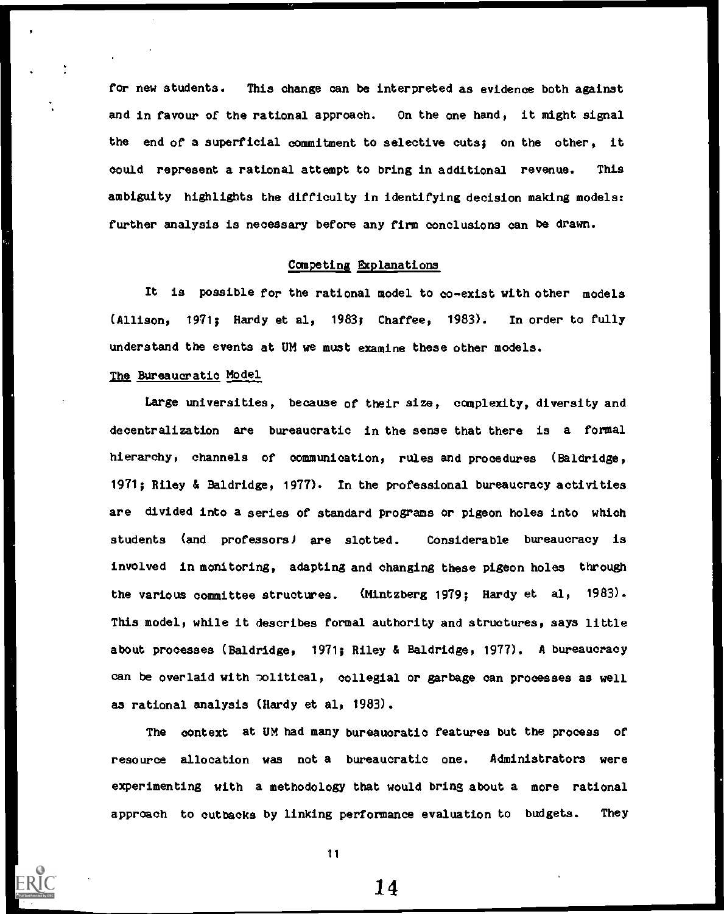for new students. This change can be interpreted as evidence both against and in favour of the rational approach. On the one hand, it might signal the end of a superficial commitment to selective cuts; on the other, it could represent a rational attempt to bring in additional revenue. This ambiguity highlights the difficulty in identifying decision making models: further analysis is necessary before any firm conclusions can be drawn.

## Competing Explanations

It is possible for the rational model to co-exist with other models (Allison, 1971; Hardy et al, 1983; Chaffee, 1983). In order to fully understand the events at UM we must examine these other models.

### The Bureaucratic Model

Large universities, because of their size, complexity, diversity and decentralization are bureaucratic in the sense that there is a formal hierarchy, channels of communication, rules and procedures (Baldridge, 1971; Riley & Baldridge, 1977). In the professional bureaucracy activities are divided into a series of standard programs or pigeon holes into which students (and professors) are slotted. Considerable bureaucracy is involved in monitoring, adapting and changing these pigeon holes through the various committee structures. (Mintzberg 1979; Hardy et al, 1983). This model, while it describes formal authority and structures, says little about processes (Baldridge, 1971; Riley & Baldridge, 1977). A bureaucracy can be overlaid with political, collegial or garbage can processes as well as rational analysis (Hardy et al, 1983).

The context at UM had many bureaucratic features but the process of resource allocation was not a bureaucratic one. Administrators were experimenting with a methodology that would bring about a more rational approach to cutbacks by linking performance evaluation to budgets. They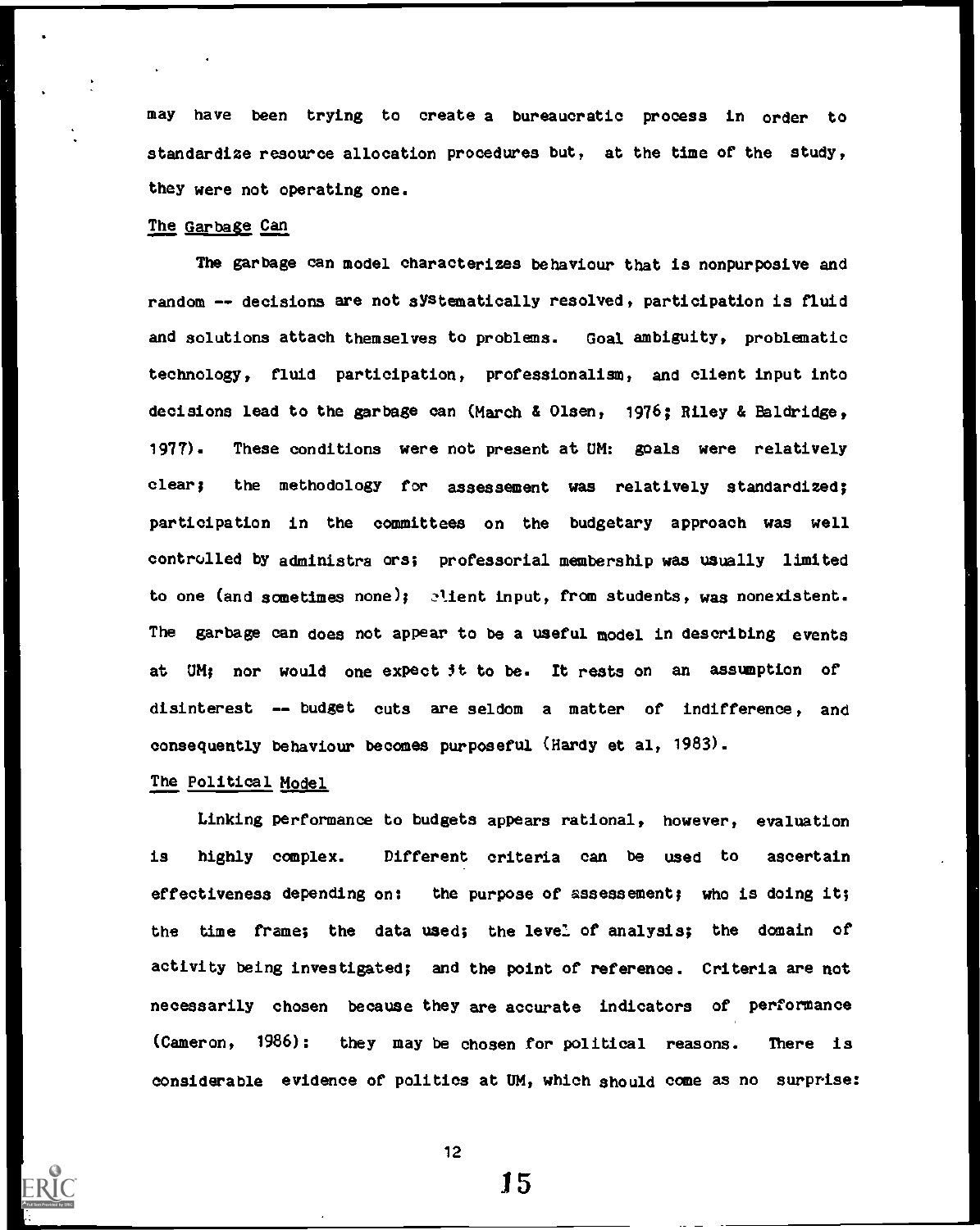may have been trying to create a bureaucratic process in order to standardize resource allocation procedures but, at the time of the study, they were not operating one.

### The Garbage Can

The garbage can model characterizes behaviour that is nonpurposive and random -- decisions are not systematically resolved, participation is fluid and solutions attach themselves to problems. Goal ambiguity, problematic technology, fluid participation, professionalism, and client input into decisions lead to the garbage can (March & Olsen, 1976; Riley & Baldridge, 1977). These conditions were not present at UM: goals were relatively clear; the methodology for assessement was relatively standardized; participation in the committees on the budgetary approach was well controlled by administrators; professorial membership was usually limited to one (and sometimes none); client input, from students, was nonexistent. The garbage can does not appear to be a useful model in describing events at UM; nor would one expect it to be. It rests on an assumption of disinterest -- budget cuts are seldom a matter of indifference, and consequently behaviour becomes purposeful (Hardy et al, 1983).

### The Political Model

Linking performance to budgets appears rational, however, evaluation is highly complex. Different criteria can be used to ascertain effectiveness depending on: the purpose of assessement; who is doing it; the time frame; the data used; the level of analysis; the domain of activity being investigated; and the point of reference. Criteria are not necessarily chosen because they are accurate indicators of performance (Cameron, 1986): they may be chosen for political reasons. There is considerable evidence of politics at UM, which should come as no surprise: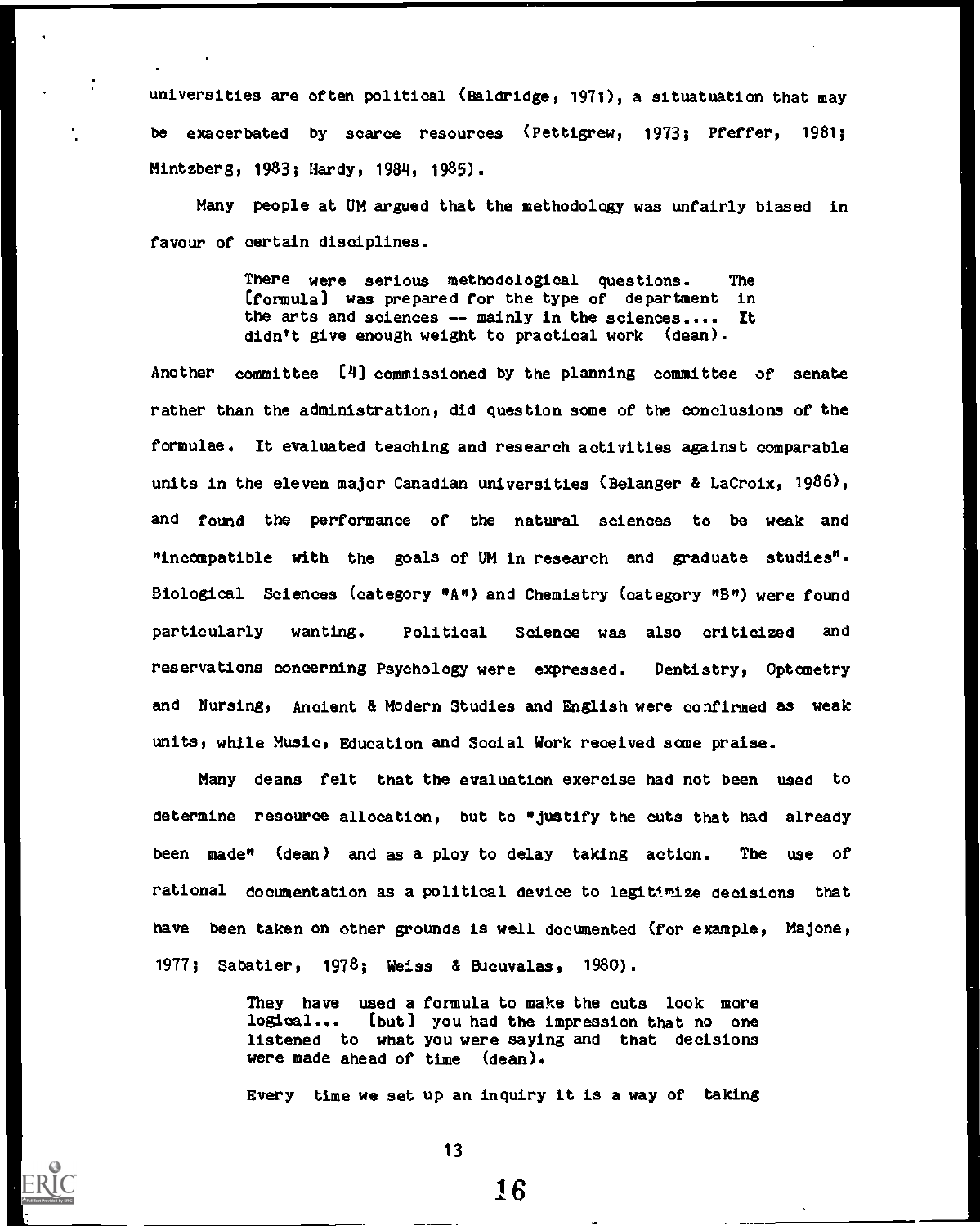universities are often political (Baldridge, 1971), a situatuation that may be exacerbated by scarce resources (Pettigrew, 1973; Pfeffer, 1981; Mintzberg, 1983; Hardy, 1984, 1985).

Many people at UM argued that the methodology was unfairly biased in favour of certain disciplines.

> There were serious methodological questions. The [formula] was prepared for the type of department in the arts and sciences -- mainly in the sciences.... It didn't give enough weight to practical work (dean).

Another committee [4] commissioned by the planning committee of senate rather than the administration, did question some of the conclusions of the formulae. It evaluated teaching and research activities against comparable units in the eleven major Canadian universities (Belanger & LaCroix, 1986), and found the performance of the natural sciences to be weak and "incompatible with the goals of UM in research and graduate studies". Biological Sciences (category "A") and Chemistry (category "B") were found particularly wanting. Political Science was also criticized and reservations concerning Psychology were expressed. Dentistry, Optometry and Nursing, Ancient & Modern Studies and English were confirmed as weak units, while Music, Education and Social Work received some praise.

Many deans felt that the evaluation exercise had not been used to determine resource allocation, but to "justify the cuts that had already been made" (dean) and as a ploy to delay taking action. The use of rational documentation as a political device to legitimize decisions that have been taken on other grounds is well documented (for example, Majone, 1977; Sabatier, 1978; Weiss & Bucuvalas, 1980).

> They have used a formula to make the cuts look more logical... [but] you had the impression that no one listened to what you were saying and that decisions were made ahead of time (dean).
>
> Every time we set up an inquiry it is a way of taking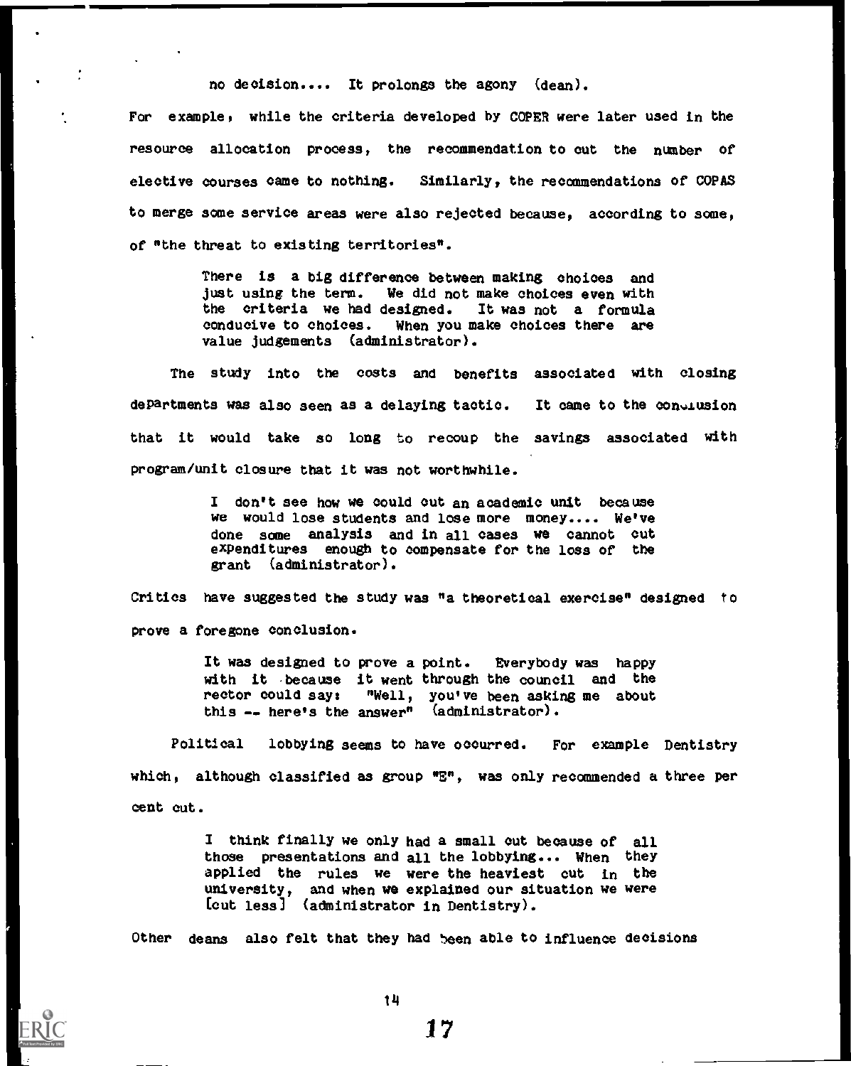no decision.... It prolongs the agony (dean).

For example, while the criteria developed by COPER were later used in the resource allocation process, the recommendation to cut the number of elective courses came to nothing. Similarly, the recommendations of COPAS to merge some service areas were also rejected because, according to some, of "the threat to existing territories".

> There is a big difference between making choices and just using the term. We did not make choices even with the criteria we had designed. It was not a formula conducive to choices. When you make choices there are value judgements (administrator).

The study into the costs and benefits associated with closing departments was also seen as a delaying tactic. It came to the conclusion that it would take so long to recoup the savings associated with program/unit closure that it was not worthwhile.

> I don't see how we could cut an academic unit because we would lose students and lose more money.... We've done some analysis and in all cases we cannot cut expenditures enough to compensate for the loss of the grant (administrator).

Critics have suggested the study was "a theoretical exercise" designed to prove a foregone conclusion.

> It was designed to prove a point. Everybody was happy with it because it went through the council and the rector could say: "Well, you've been asking me about this -- here's the answer" (administrator).

Political lobbying seems to have occurred. For example Dentistry which, although classified as group "E", was only recommended a three per cent cut.

> I think finally we only had a small cut because of all those presentations and all the lobbying... When they applied the rules we were the heaviest cut in the university, and when we explained our situation we were [cut less] (administrator in Dentistry).

Other deans also felt that they had been able to influence decisions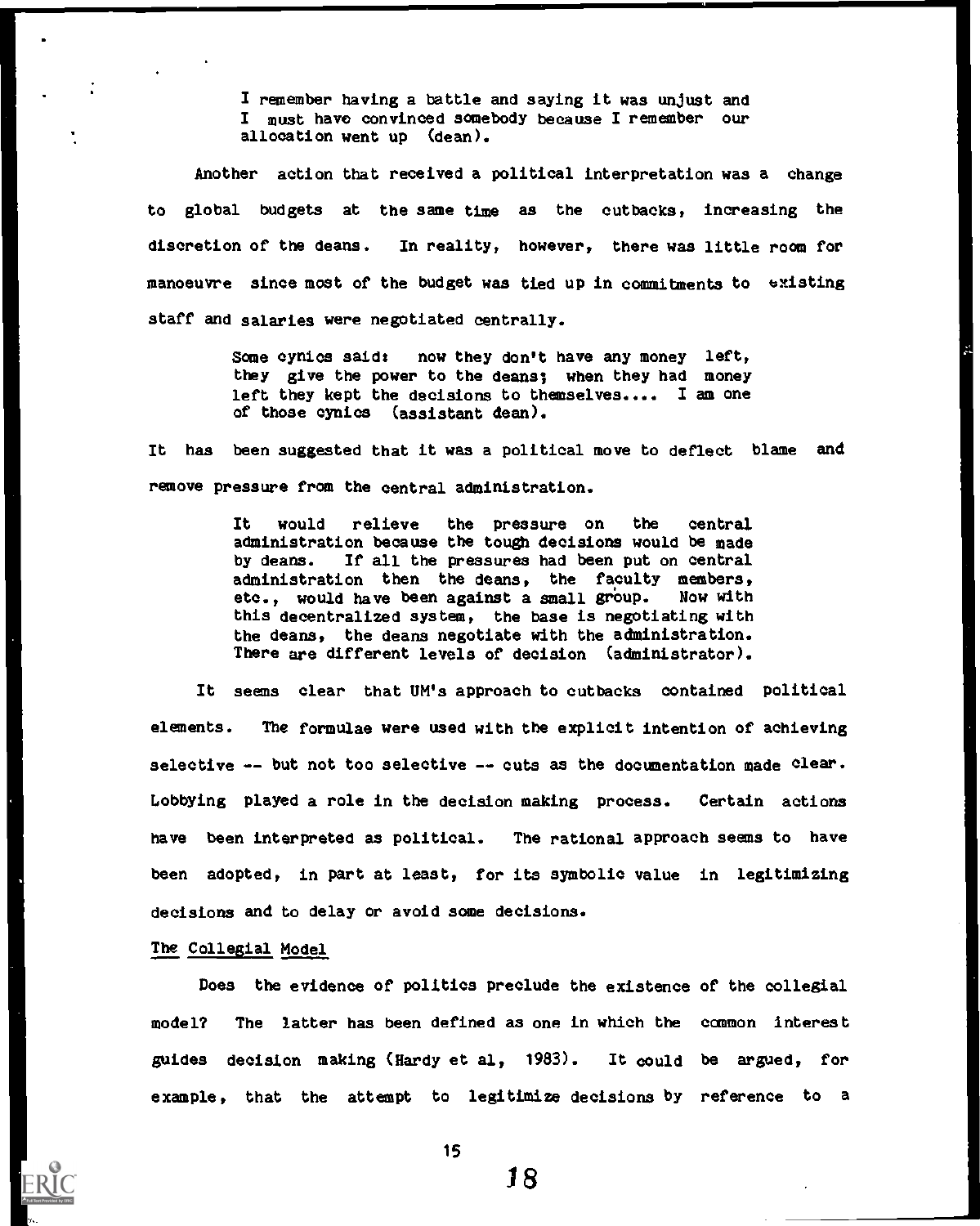> I remember having a battle and saying it was unjust and I must have convinced somebody because I remember our allocation went up (dean).

Another action that received a political interpretation was a change to global budgets at the same time as the cutbacks, increasing the discretion of the deans. In reality, however, there was little room for manoeuvre since most of the budget was tied up in commitments to existing staff and salaries were negotiated centrally.

> Some cynics said: now they don't have any money left, they give the power to the deans; when they had money left they kept the decisions to themselves.... I am one of those cynics (assistant dean).

It has been suggested that it was a political move to deflect blame and remove pressure from the central administration.

> It would relieve the pressure on the central administration because the tough decisions would be made by deans. If all the pressures had been put on central administration then the deans, the faculty members, etc., would have been against a small group. Now with this decentralized system, the base is negotiating with the deans, the deans negotiate with the administration. There are different levels of decision (administrator).

It seems clear that UM's approach to cutbacks contained political elements. The formulae were used with the explicit intention of achieving selective -- but not too selective -- cuts as the documentation made clear. Lobbying played a role in the decision making process. Certain actions have been interpreted as political. The rational approach seems to have been adopted, in part at least, for its symbolic value in legitimizing decisions and to delay or avoid some decisions.

### The Collegial Model

Does the evidence of politics preclude the existence of the collegial model? The latter has been defined as one in which the common interest guides decision making (Hardy et al, 1983). It could be argued, for example, that the attempt to legitimize decisions by reference to a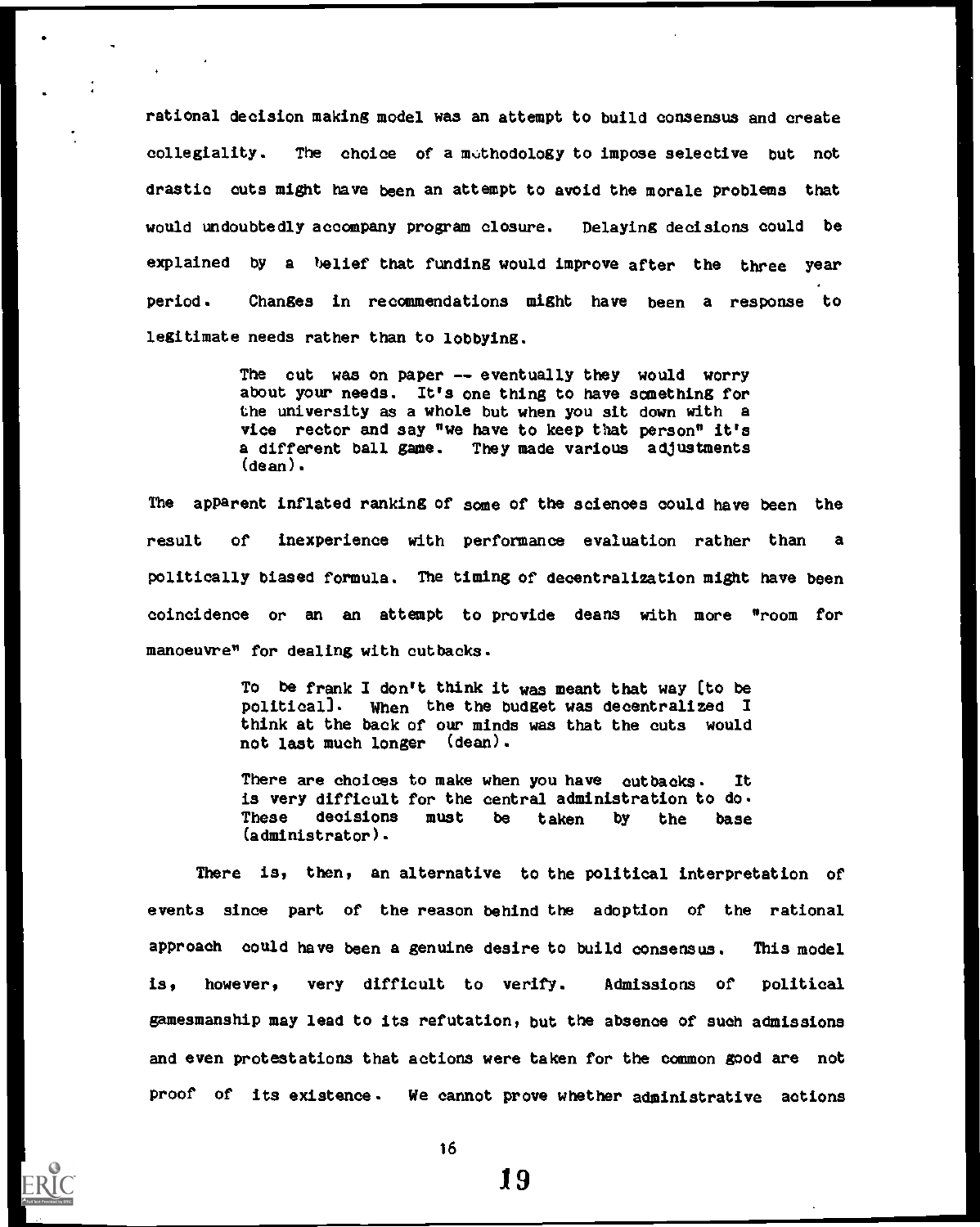rational decision making model was an attempt to build consensus and create collegiality. The choice of a methodology to impose selective but not drastic cuts might have been an attempt to avoid the morale problems that would undoubtedly accompany program closure. Delaying decisions could be explained by a belief that funding would improve after the three year period. Changes in recommendations might have been a response to legitimate needs rather than to lobbying.

> The cut was on paper -- eventually they would worry about your needs. It's one thing to have something for the university as a whole but when you sit down with a vice rector and say "we have to keep that person" it's a different ball game. They made various adjustments (dean).

The apparent inflated ranking of some of the sciences could have been the result of inexperience with performance evaluation rather than a politically biased formula. The timing of decentralization might have been coincidence or an an attempt to provide deans with more "room for manoeuvre" for dealing with cutbacks.

> To be frank I don't think it was meant that way [to be political]. When the the budget was decentralized I think at the back of our minds was that the cuts would not last much longer (dean).

> There are choices to make when you have cutbacks. It is very difficult for the central administration to do. These decisions must be taken by the base (administrator).

There is, then, an alternative to the political interpretation of events since part of the reason behind the adoption of the rational approach could have been a genuine desire to build consensus. This model is, however, very difficult to verify. Admissions of political gamesmanship may lead to its refutation, but the absence of such admissions and even protestations that actions were taken for the common good are not proof of its existence. We cannot prove whether administrative actions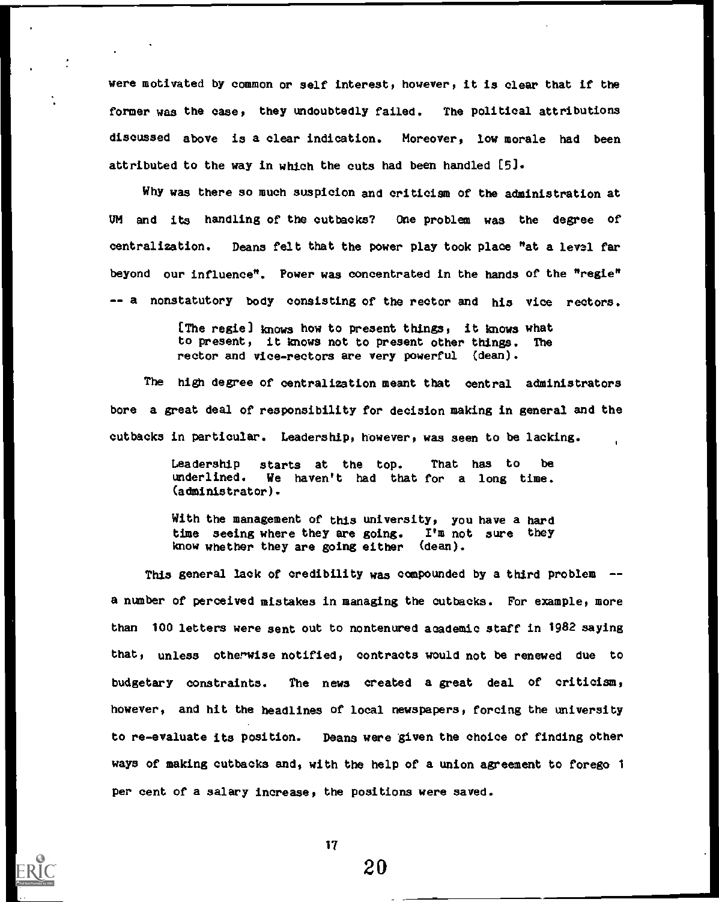were motivated by common or self interest, however, it is clear that if the former was the case, they undoubtedly failed. The political attributions discussed above is a clear indication. Moreover, low morale had been attributed to the way in which the cuts had been handled [5].

Why was there so much suspicion and criticism of the administration at UM and its handling of the cutbacks? One problem was the degree of centralization. Deans felt that the power play took place "at a level far beyond our influence". Power was concentrated in the hands of the "regie" -- a nonstatutory body consisting of the rector and his vice rectors.

> [The regie] knows how to present things, it knows what to present, it knows not to present other things. The rector and vice-rectors are very powerful (dean).

The high degree of centralization meant that central administrators bore a great deal of responsibility for decision making in general and the cutbacks in particular. Leadership, however, was seen to be lacking.

> Leadership starts at the top. That has to be underlined. We haven't had that for a long time. (administrator).

> With the management of this university, you have a hard time seeing where they are going. I'm not sure they know whether they are going either (dean).

This general lack of credibility was compounded by a third problem -- a number of perceived mistakes in managing the cutbacks. For example, more than 100 letters were sent out to nontenured academic staff in 1982 saying that, unless otherwise notified, contracts would not be renewed due to budgetary constraints. The news created a great deal of criticism, however, and hit the headlines of local newspapers, forcing the university to re-evaluate its position. Deans were given the choice of finding other ways of making cutbacks and, with the help of a union agreement to forego 1 per cent of a salary increase, the positions were saved.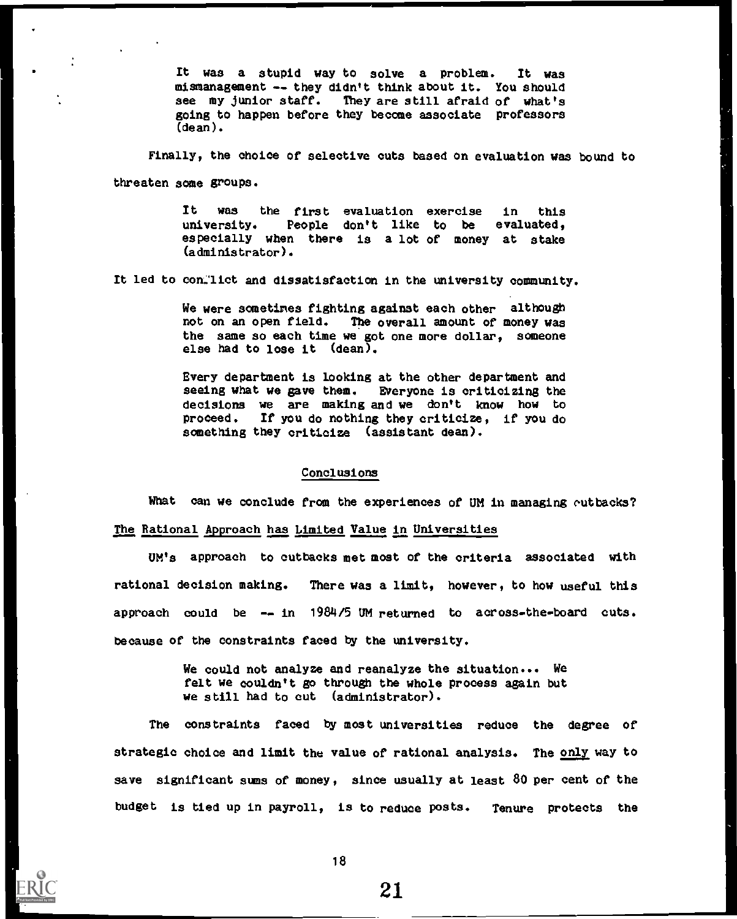> It was a stupid way to solve a problem. It was mismanagement -- they didn't think about it. You should see my junior staff. They are still afraid of what's going to happen before they become associate professors (dean).

Finally, the choice of selective cuts based on evaluation was bound to threaten some groups.

> It was the first evaluation exercise in this university. People don't like to be evaluated, especially when there is a lot of money at stake (administrator).

It led to conflict and dissatisfaction in the university community.

> We were sometimes fighting against each other although not on an open field. The overall amount of money was the same so each time we got one more dollar, someone else had to lose it (dean).

> Every department is looking at the other department and seeing what we gave them. Everyone is criticizing the decisions we are making and we don't know how to proceed. If you do nothing they criticize, if you do something they criticize (assistant dean).

## Conclusions

What can we conclude from the experiences of UM in managing cutbacks?

### The Rational Approach has Limited Value in Universities

UM's approach to cutbacks met most of the criteria associated with rational decision making. There was a limit, however, to how useful this approach could be -- in 1984/5 UM returned to across-the-board cuts. because of the constraints faced by the university.

> We could not analyze and reanalyze the situation... We felt we couldn't go through the whole process again but we still had to cut (administrator).

The constraints faced by most universities reduce the degree of strategic choice and limit the value of rational analysis. The only way to save significant sums of money, since usually at least 80 per cent of the budget is tied up in payroll, is to reduce posts. Tenure protects the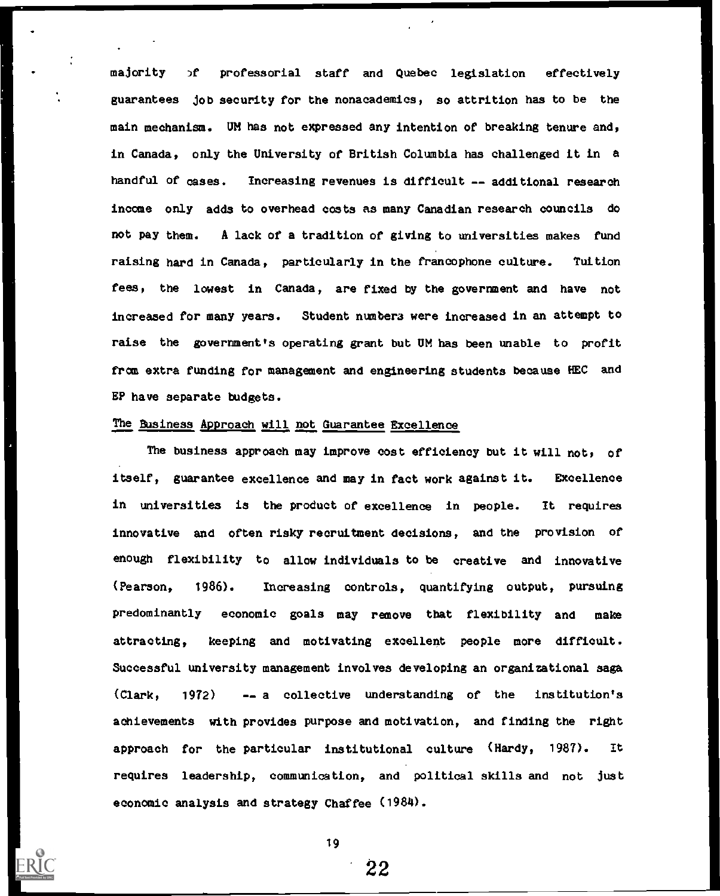majority of professorial staff and Quebec legislation effectively guarantees job security for the nonacademics, so attrition has to be the main mechanism. UM has not expressed any intention of breaking tenure and, in Canada, only the University of British Columbia has challenged it in a handful of cases. Increasing revenues is difficult -- additional research income only adds to overhead costs as many Canadian research councils do not pay them. A lack of a tradition of giving to universities makes fund raising hard in Canada, particularly in the francophone culture. Tuition fees, the lowest in Canada, are fixed by the government and have not increased for many years. Student numbers were increased in an attempt to raise the government's operating grant but UM has been unable to profit from extra funding for management and engineering students because HEC and EP have separate budgets.

## The Business Approach will not Guarantee Excellence

The business approach may improve cost efficiency but it will not, of itself, guarantee excellence and may in fact work against it. Excellence in universities is the product of excellence in people. It requires innovative and often risky recruitment decisions, and the provision of enough flexibility to allow individuals to be creative and innovative (Pearson, 1986). Increasing controls, quantifying output, pursuing predominantly economic goals may remove that flexibility and make attracting, keeping and motivating excellent people more difficult. Successful university management involves developing an organizational saga (Clark, 1972) -- a collective understanding of the institution's achievements with provides purpose and motivation, and finding the right approach for the particular institutional culture (Hardy, 1987). It requires leadership, communication, and political skills and not just economic analysis and strategy Chaffee (1984).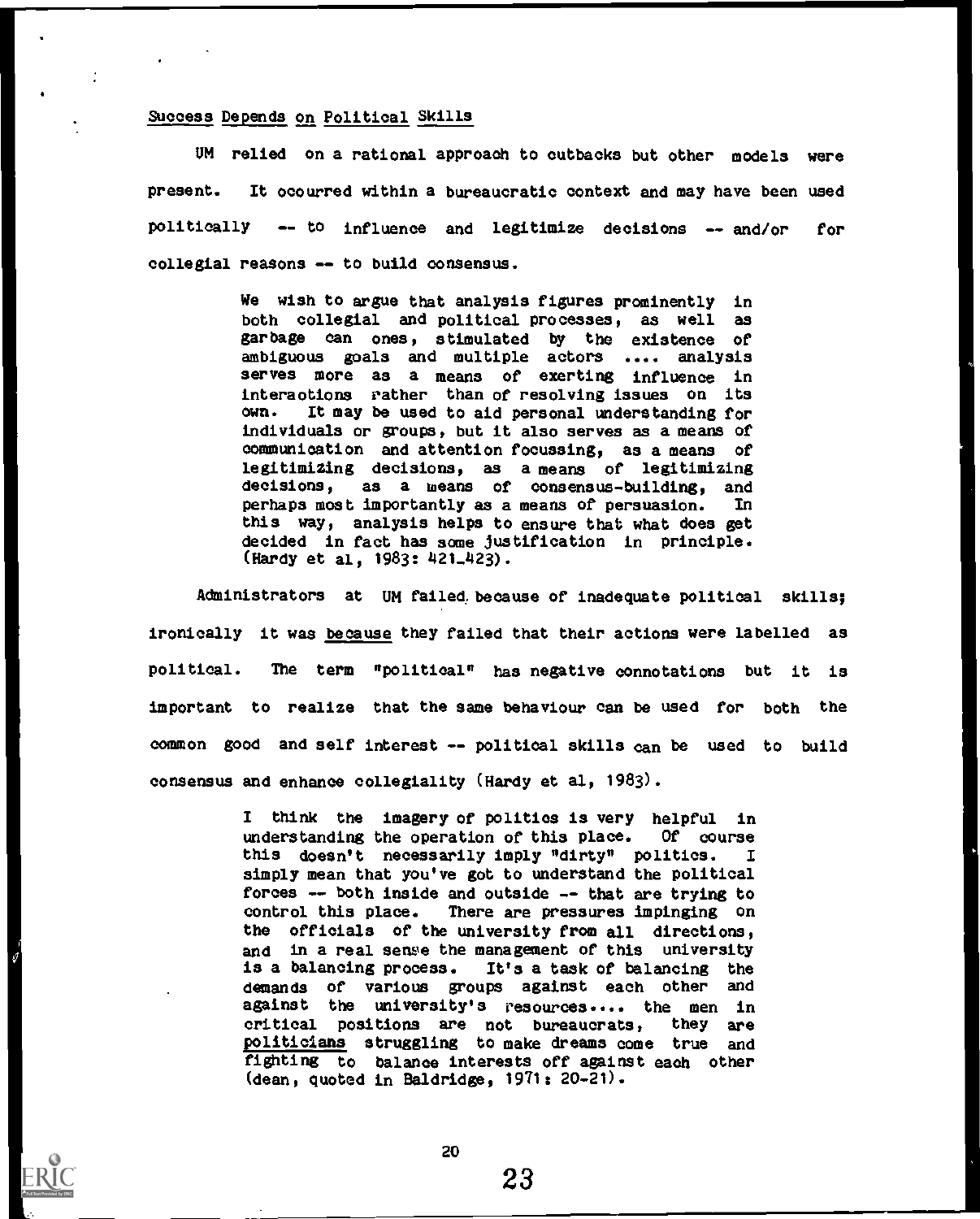## Success Depends on Political Skills

UM relied on a rational approach to cutbacks but other models were present. It occurred within a bureaucratic context and may have been used politically -- to influence and legitimize decisions -- and/or for collegial reasons -- to build consensus.

> We wish to argue that analysis figures prominently in both collegial and political processes, as well as garbage can ones, stimulated by the existence of ambiguous goals and multiple actors .... analysis serves more as a means of exerting influence in interactions rather than of resolving issues on its own. It may be used to aid personal understanding for individuals or groups, but it also serves as a means of communication and attention focussing, as a means of legitimizing decisions, as a means of legitimizing decisions, as a means of consensus-building, and perhaps most importantly as a means of persuasion. In this way, analysis helps to ensure that what does get decided in fact has some justification in principle. (Hardy et al, 1983: 421-423).

Administrators at UM failed because of inadequate political skills; ironically it was <u>because</u> they failed that their actions were labelled as political. The term "political" has negative connotations but it is important to realize that the same behaviour can be used for both the common good and self interest -- political skills can be used to build consensus and enhance collegiality (Hardy et al, 1983).

> I think the imagery of politics is very helpful in understanding the operation of this place. Of course this doesn't necessarily imply "dirty" politics. I simply mean that you've got to understand the political forces -- both inside and outside -- that are trying to control this place. There are pressures impinging on the officials of the university from all directions, and in a real sense the management of this university is a balancing process. It's a task of balancing the demands of various groups against each other and against the university's resources.... the men in critical positions are not bureaucrats, they are <u>politicians</u> struggling to make dreams come true and fighting to balance interests off against each other (dean, quoted in Baldridge, 1971: 20-21).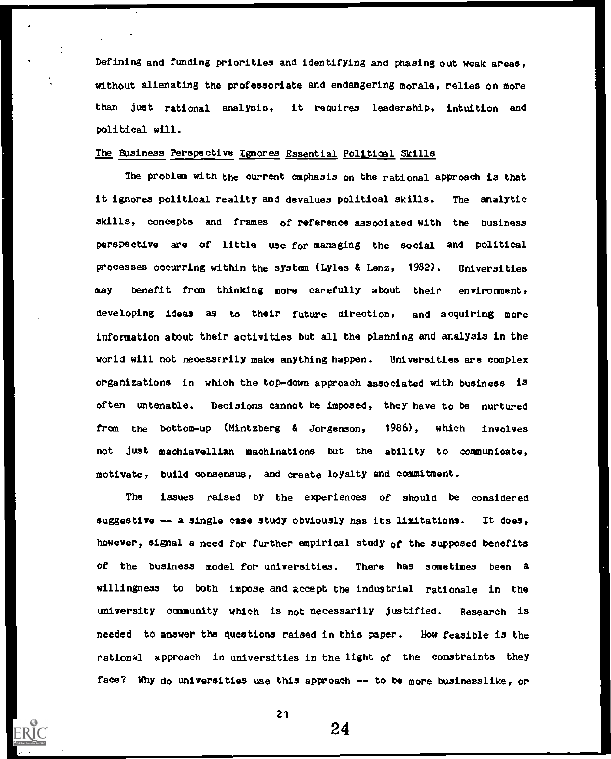Defining and funding priorities and identifying and phasing out weak areas, without alienating the professoriate and endangering morale, relies on more than just rational analysis, it requires leadership, intuition and political will.

### The Business Perspective Ignores Essential Political Skills

The problem with the current emphasis on the rational approach is that it ignores political reality and devalues political skills. The analytic skills, concepts and frames of reference associated with the business perspective are of little use for managing the social and political processes occurring within the system (Lyles & Lenz, 1982). Universities may benefit from thinking more carefully about their environment, developing ideas as to their future direction, and acquiring more information about their activities but all the planning and analysis in the world will not necessarily make anything happen. Universities are complex organizations in which the top-down approach associated with business is often untenable. Decisions cannot be imposed, they have to be nurtured from the bottom-up (Mintzberg & Jorgenson, 1986), which involves not just machiavellian machinations but the ability to communicate, motivate, build consensus, and create loyalty and commitment.

The issues raised by the experiences of should be considered suggestive -- a single case study obviously has its limitations. It does, however, signal a need for further empirical study of the supposed benefits of the business model for universities. There has sometimes been a willingness to both impose and accept the industrial rationale in the university community which is not necessarily justified. Research is needed to answer the questions raised in this paper. How feasible is the rational approach in universities in the light of the constraints they face? Why do universities use this approach -- to be more businesslike, or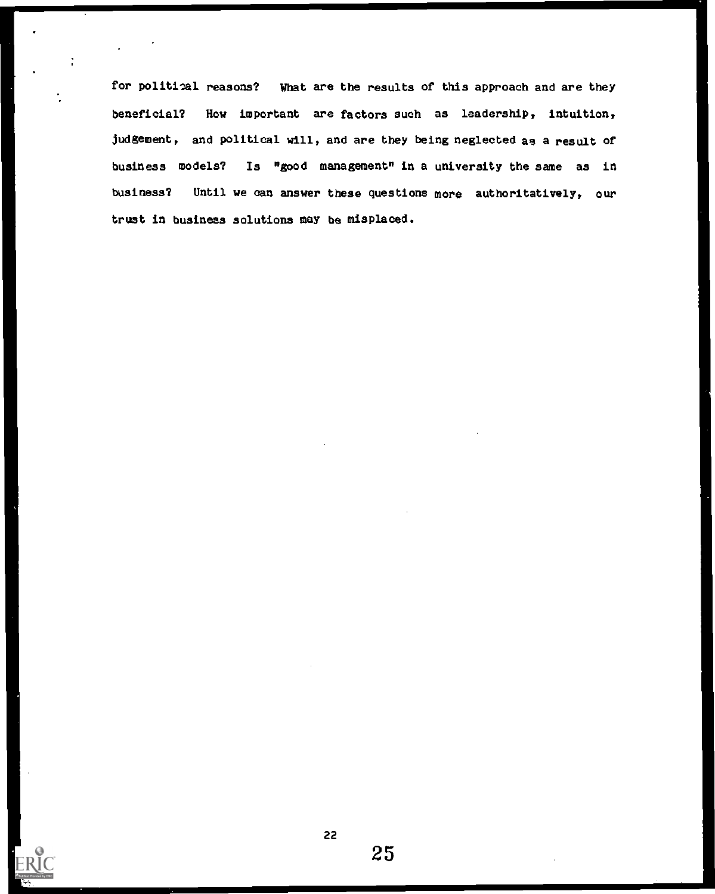for political reasons? What are the results of this approach and are they beneficial? How important are factors such as leadership, intuition, judgement, and political will, and are they being neglected as a result of business models? Is "good management" in a university the same as in business? Until we can answer these questions more authoritatively, our trust in business solutions may be misplaced.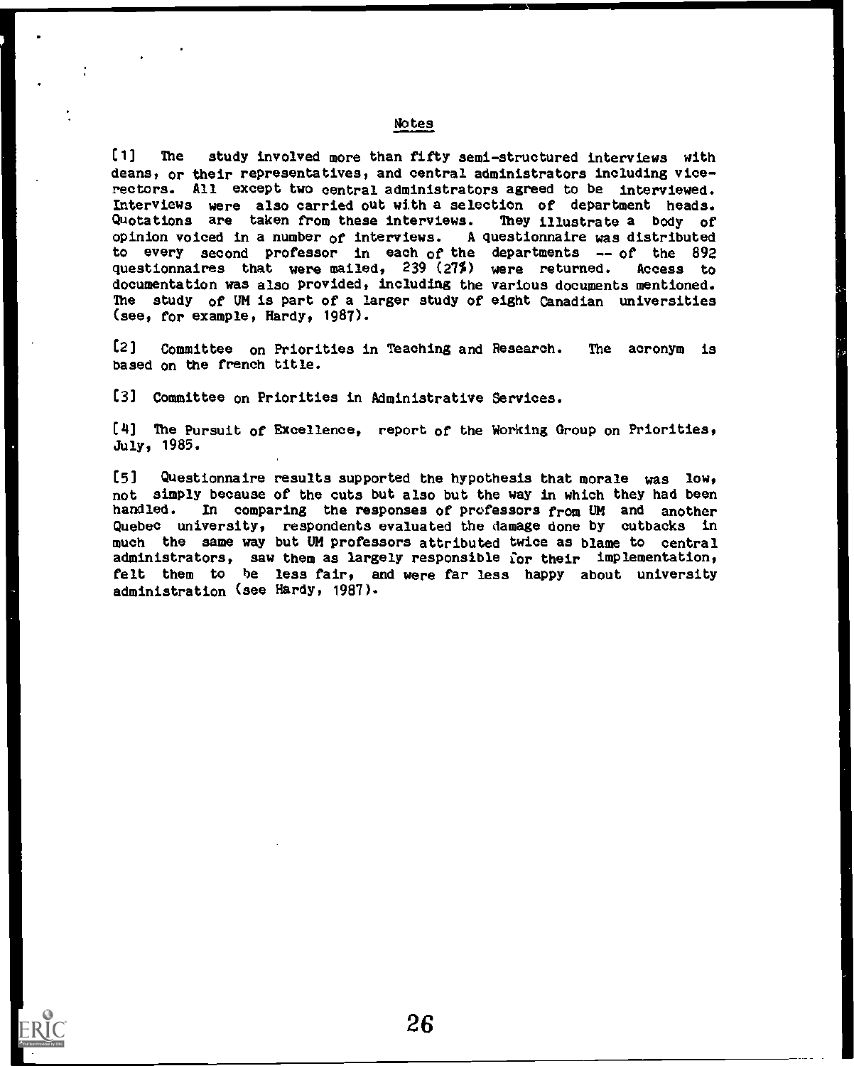## Notes

[1] The study involved more than fifty semi-structured interviews with deans, or their representatives, and central administrators including vice-rectors. All except two central administrators agreed to be interviewed. Interviews were also carried out with a selection of department heads. Quotations are taken from these interviews. They illustrate a body of opinion voiced in a number of interviews. A questionnaire was distributed to every second professor in each of the departments -- of the 892 questionnaires that were mailed, 239 (27%) were returned. Access to documentation was also provided, including the various documents mentioned. The study of UM is part of a larger study of eight Canadian universities (see, for example, Hardy, 1987).

[2] Committee on Priorities in Teaching and Research. The acronym is based on the french title.

[3] Committee on Priorities in Administrative Services.

[4] The Pursuit of Excellence, report of the Working Group on Priorities, July, 1985.

[5] Questionnaire results supported the hypothesis that morale was low, not simply because of the cuts but also but the way in which they had been handled. In comparing the responses of professors from UM and another Quebec university, respondents evaluated the damage done by cutbacks in much the same way but UM professors attributed twice as blame to central administrators, saw them as largely responsible for their implementation, felt them to be less fair, and were far less happy about university administration (see Hardy, 1987).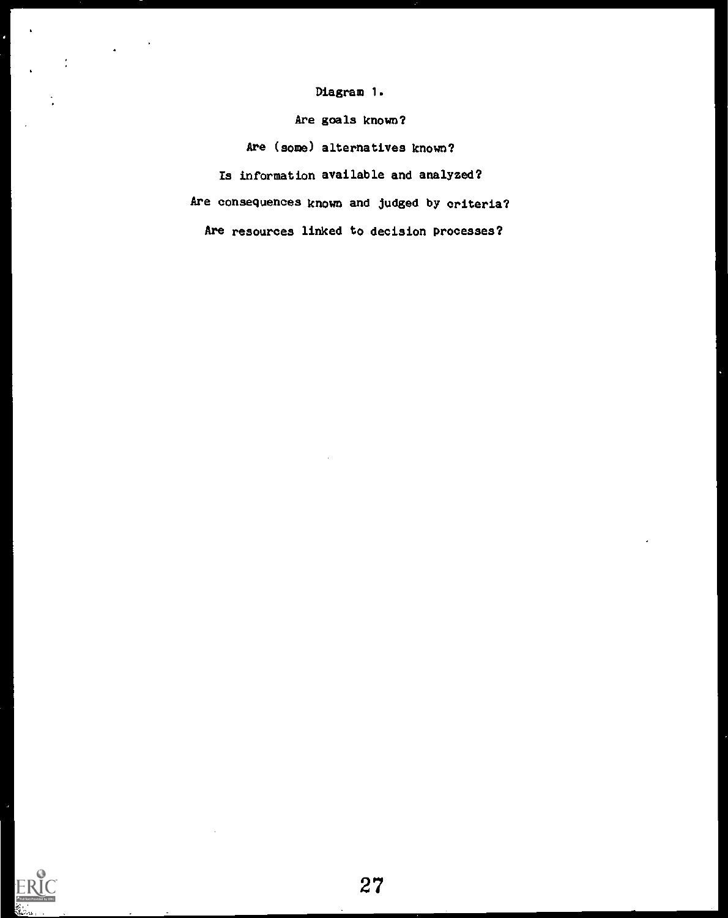Diagram 1.

Are goals known?

Are (some) alternatives known?

Is information available and analyzed?

Are consequences known and judged by criteria?

Are resources linked to decision processes?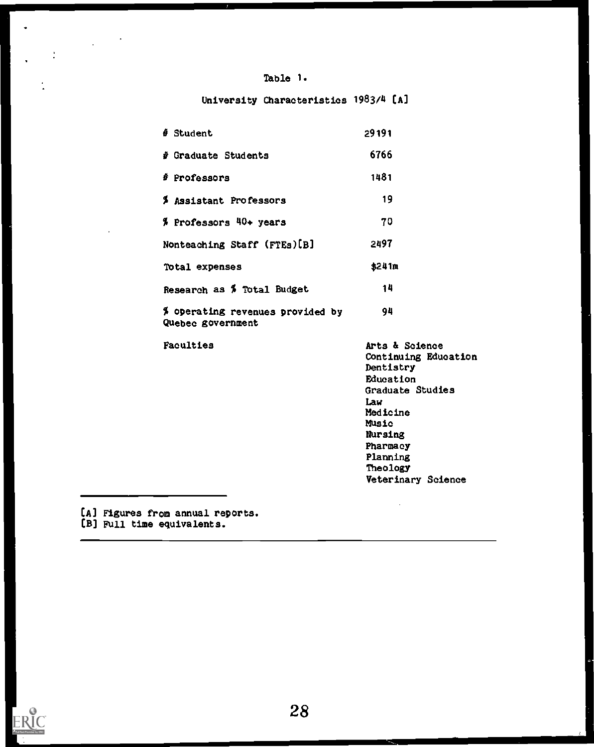Table 1.

University Characteristics 1983/4 [A]

| | |
|---|---|
| # Student | 29191 |
| # Graduate Students | 6766 |
| # Professors | 1481 |
| % Assistant Professors | 19 |
| % Professors 40+ years | 70 |
| Nonteaching Staff (FTEs)[B] | 2497 |
| Total expenses | $241m |
| Research as % Total Budget | 14 |
| % operating revenues provided by Quebec government | 94 |
| Faculties | Arts & Science<br>Continuing Education<br>Dentistry<br>Education<br>Graduate Studies<br>Law<br>Medicine<br>Music<br>Nursing<br>Pharmacy<br>Planning<br>Theology<br>Veterinary Science |

[A] Figures from annual reports.
[B] Full time equivalents.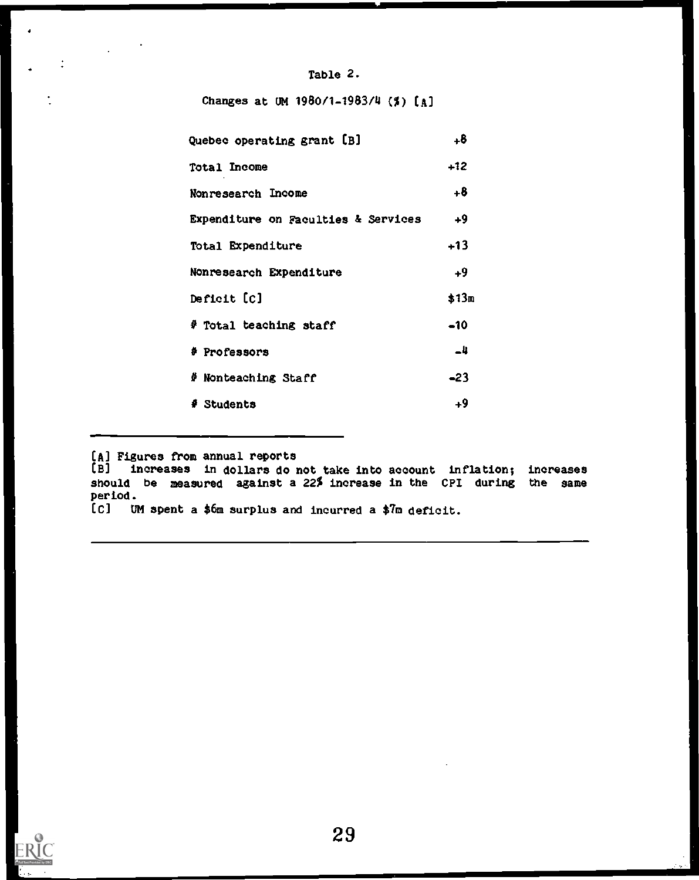Table 2.

Changes at UM 1980/1-1983/4 (%) [A]

| | |
|---|---|
| Quebec operating grant [B] | +8 |
| Total Income | +12 |
| Nonresearch Income | +8 |
| Expenditure on Faculties & Services | +9 |
| Total Expenditure | +13 |
| Nonresearch Expenditure | +9 |
| Deficit [C] | $13m |
| # Total teaching staff | -10 |
| # Professors | -4 |
| # Nonteaching Staff | -23 |
| # Students | +9 |

[A] Figures from annual reports
[B] increases in dollars do not take into account inflation; increases should be measured against a 22% increase in the CPI during the same period.
[C] UM spent a $6m surplus and incurred a $7m deficit.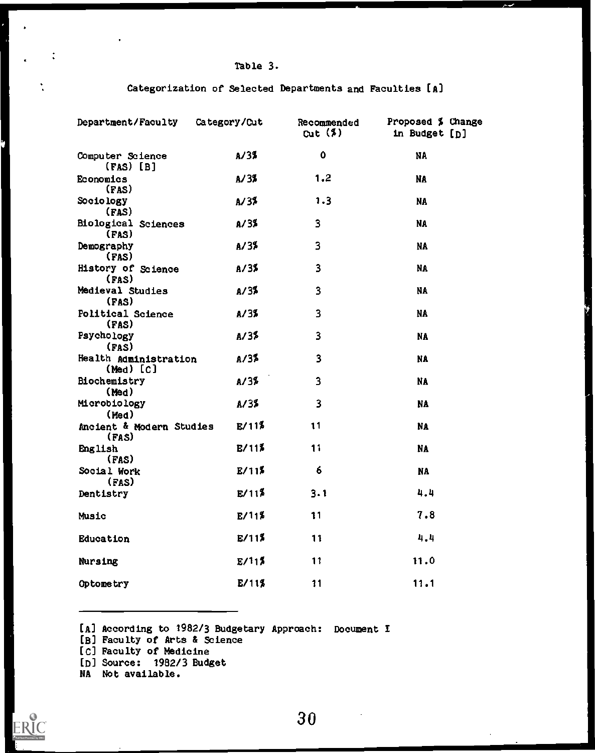Table 3.

Categorization of Selected Departments and Faculties [A]

| Department/Faculty | Category/Cut | Recommended Cut (%) | Proposed % Change in Budget [D] |
|---|---|---|---|
| Computer Science (FAS) [B] | A/3% | 0 | NA |
| Economics (FAS) | A/3% | 1.2 | NA |
| Sociology (FAS) | A/3% | 1.3 | NA |
| Biological Sciences (FAS) | A/3% | 3 | NA |
| Demography (FAS) | A/3% | 3 | NA |
| History of Science (FAS) | A/3% | 3 | NA |
| Medieval Studies (FAS) | A/3% | 3 | NA |
| Political Science (FAS) | A/3% | 3 | NA |
| Psychology (FAS) | A/3% | 3 | NA |
| Health Administration (Med) [C] | A/3% | 3 | NA |
| Biochemistry (Med) | A/3% | 3 | NA |
| Microbiology (Med) | A/3% | 3 | NA |
| Ancient & Modern Studies (FAS) | E/11% | 11 | NA |
| English (FAS) | E/11% | 11 | NA |
| Social Work (FAS) | E/11% | 6 | NA |
| Dentistry | E/11% | 3.1 | 4.4 |
| Music | E/11% | 11 | 7.8 |
| Education | E/11% | 11 | 4.4 |
| Nursing | E/11% | 11 | 11.0 |
| Optometry | E/11% | 11 | 11.1 |

[A] According to 1982/3 Budgetary Approach: Document I
[B] Faculty of Arts & Science
[C] Faculty of Medicine
[D] Source: 1982/3 Budget
NA Not available.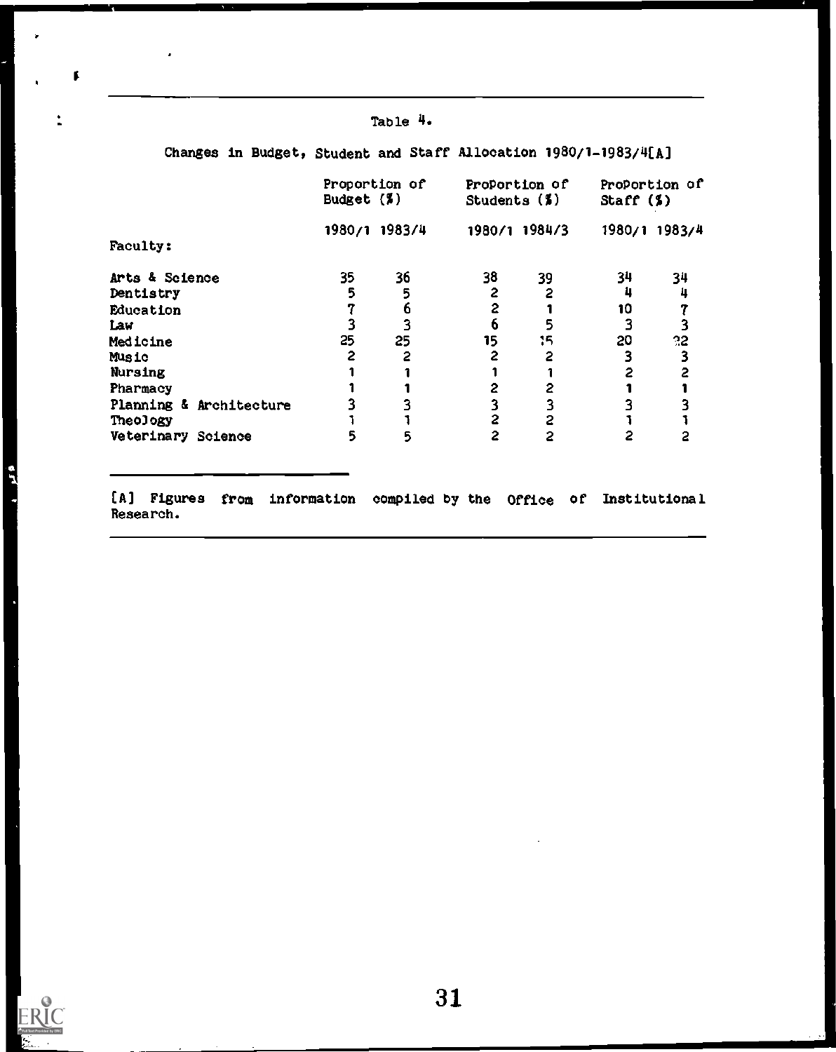Table 4.

Changes in Budget, Student and Staff Allocation 1980/1-1983/4[A]

| Faculty: | Proportion of Budget (%) | | Proportion of Students (%) | | Proportion of Staff (%) | |
|---|---|---|---|---|---|---|
| | 1980/1 | 1983/4 | 1980/1 | 1984/3 | 1980/1 | 1983/4 |
| Arts & Science | 35 | 36 | 38 | 39 | 34 | 34 |
| Dentistry | 5 | 5 | 2 | 2 | 4 | 4 |
| Education | 7 | 6 | 2 | 1 | 10 | 7 |
| Law | 3 | 3 | 6 | 5 | 3 | 3 |
| Medicine | 25 | 25 | 15 | 15 | 20 | 22 |
| Music | 2 | 2 | 2 | 2 | 3 | 3 |
| Nursing | 1 | 1 | 1 | 1 | 2 | 2 |
| Pharmacy | 1 | 1 | 2 | 2 | 1 | 1 |
| Planning & Architecture | 3 | 3 | 3 | 3 | 3 | 3 |
| Theology | 1 | 1 | 2 | 2 | 1 | 1 |
| Veterinary Science | 5 | 5 | 2 | 2 | 2 | 2 |

[A] Figures from information compiled by the Office of Institutional Research.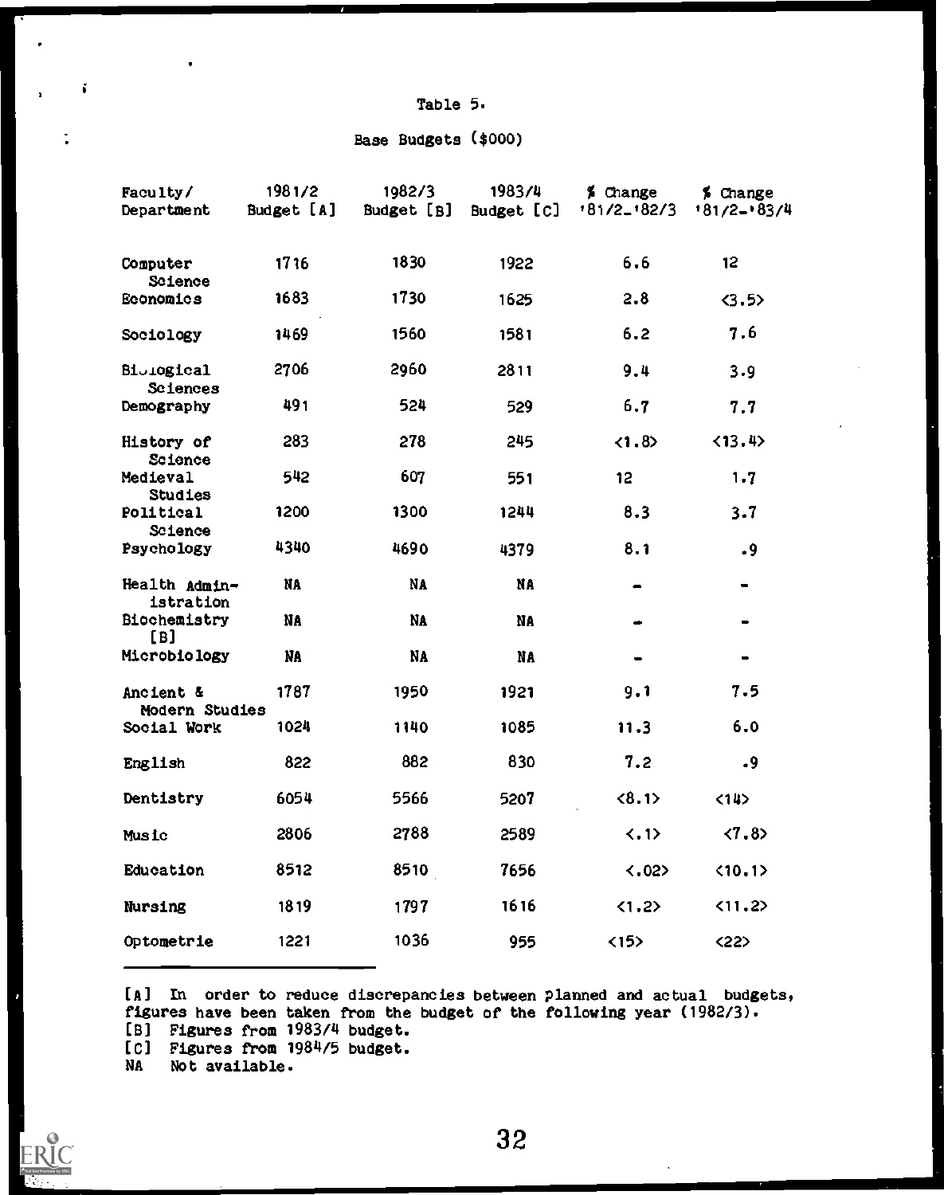Table 5.

Base Budgets ($000)

| Faculty/ Department | 1981/2 Budget [A] | 1982/3 Budget [B] | 1983/4 Budget [C] | % Change '81/2-'82/3 | % Change '81/2-'83/4 |
|---|---|---|---|---|---|
| Computer Science | 1716 | 1830 | 1922 | 6.6 | 12 |
| Economics | 1683 | 1730 | 1625 | 2.8 | <3.5> |
| Sociology | 1469 | 1560 | 1581 | 6.2 | 7.6 |
| Biological Sciences | 2706 | 2960 | 2811 | 9.4 | 3.9 |
| Demography | 491 | 524 | 529 | 6.7 | 7.7 |
| History of Science | 283 | 278 | 245 | <1.8> | <13.4> |
| Medieval Studies | 542 | 607 | 551 | 12 | 1.7 |
| Political Science | 1200 | 1300 | 1244 | 8.3 | 3.7 |
| Psychology | 4340 | 4690 | 4379 | 8.1 | .9 |
| Health Administration | NA | NA | NA | - | - |
| Biochemistry [B] | NA | NA | NA | - | - |
| Microbiology | NA | NA | NA | - | - |
| Ancient & Modern Studies | 1787 | 1950 | 1921 | 9.1 | 7.5 |
| Social Work | 1024 | 1140 | 1085 | 11.3 | 6.0 |
| English | 822 | 882 | 830 | 7.2 | .9 |
| Dentistry | 6054 | 5566 | 5207 | <8.1> | <14> |
| Music | 2806 | 2788 | 2589 | <.1> | <7.8> |
| Education | 8512 | 8510 | 7656 | <.02> | <10.1> |
| Nursing | 1819 | 1797 | 1616 | <1.2> | <11.2> |
| Optometrie | 1221 | 1036 | 955 | <15> | <22> |

[A] In order to reduce discrepancies between planned and actual budgets, figures have been taken from the budget of the following year (1982/3).
[B] Figures from 1983/4 budget.
[C] Figures from 1984/5 budget.
NA Not available.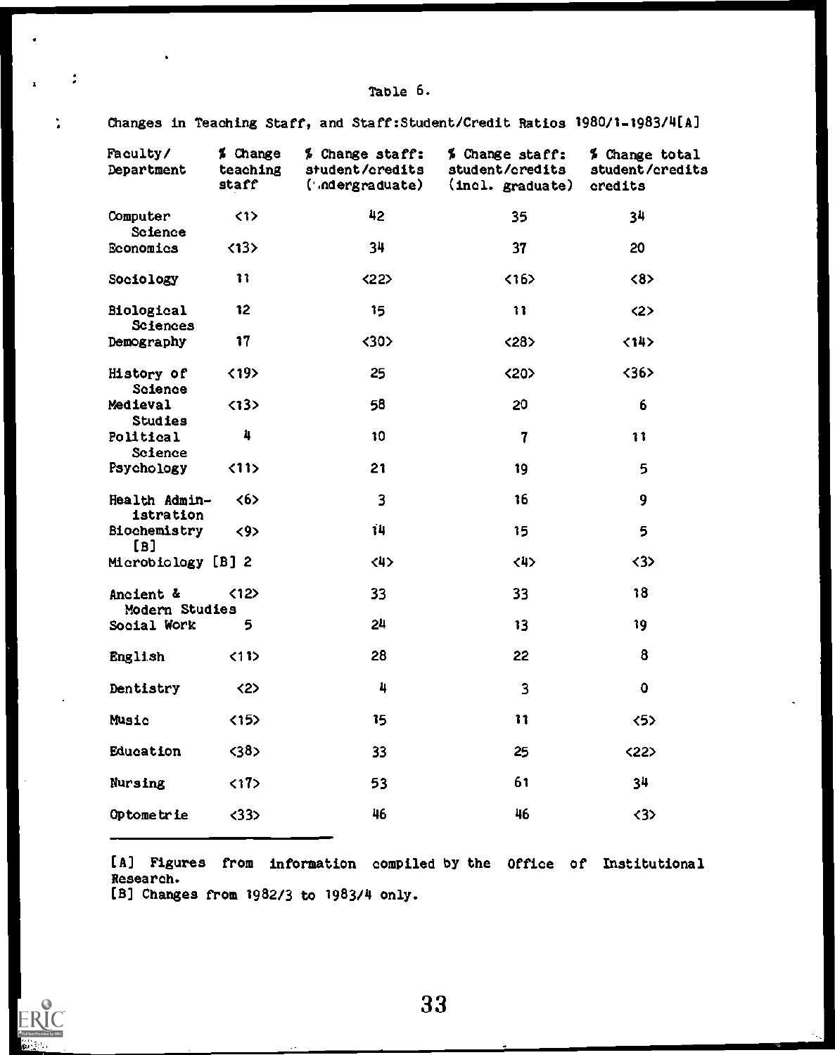Table 6.

Changes in Teaching Staff, and Staff:Student/Credit Ratios 1980/1-1983/4[A]

| Faculty/ Department | % Change teaching staff | % Change staff: student/credits (undergraduate) | % Change staff: student/credits (incl. graduate) | % Change total student/credits credits |
|---|---|---|---|---|
| Computer Science | <1> | 42 | 35 | 34 |
| Economics | <13> | 34 | 37 | 20 |
| Sociology | 11 | <22> | <16> | <8> |
| Biological Sciences | 12 | 15 | 11 | <2> |
| Demography | 17 | <30> | <28> | <14> |
| History of Science | <19> | 25 | <20> | <36> |
| Medieval Studies | <13> | 58 | 20 | 6 |
| Political Science | 4 | 10 | 7 | 11 |
| Psychology | <11> | 21 | 19 | 5 |
| Health Administration | <6> | 3 | 16 | 9 |
| Biochemistry [B] | <9> | 14 | 15 | 5 |
| Microbiology [B] | 2 | <4> | <4> | <3> |
| Ancient & Modern Studies | <12> | 33 | 33 | 18 |
| Social Work | 5 | 24 | 13 | 19 |
| English | <11> | 28 | 22 | 8 |
| Dentistry | <2> | 4 | 3 | 0 |
| Music | <15> | 15 | 11 | <5> |
| Education | <38> | 33 | 25 | <22> |
| Nursing | <17> | 53 | 61 | 34 |
| Optometrie | <33> | 46 | 46 | <3> |

[A] Figures from information compiled by the Office of Institutional Research.

[B] Changes from 1982/3 to 1983/4 only.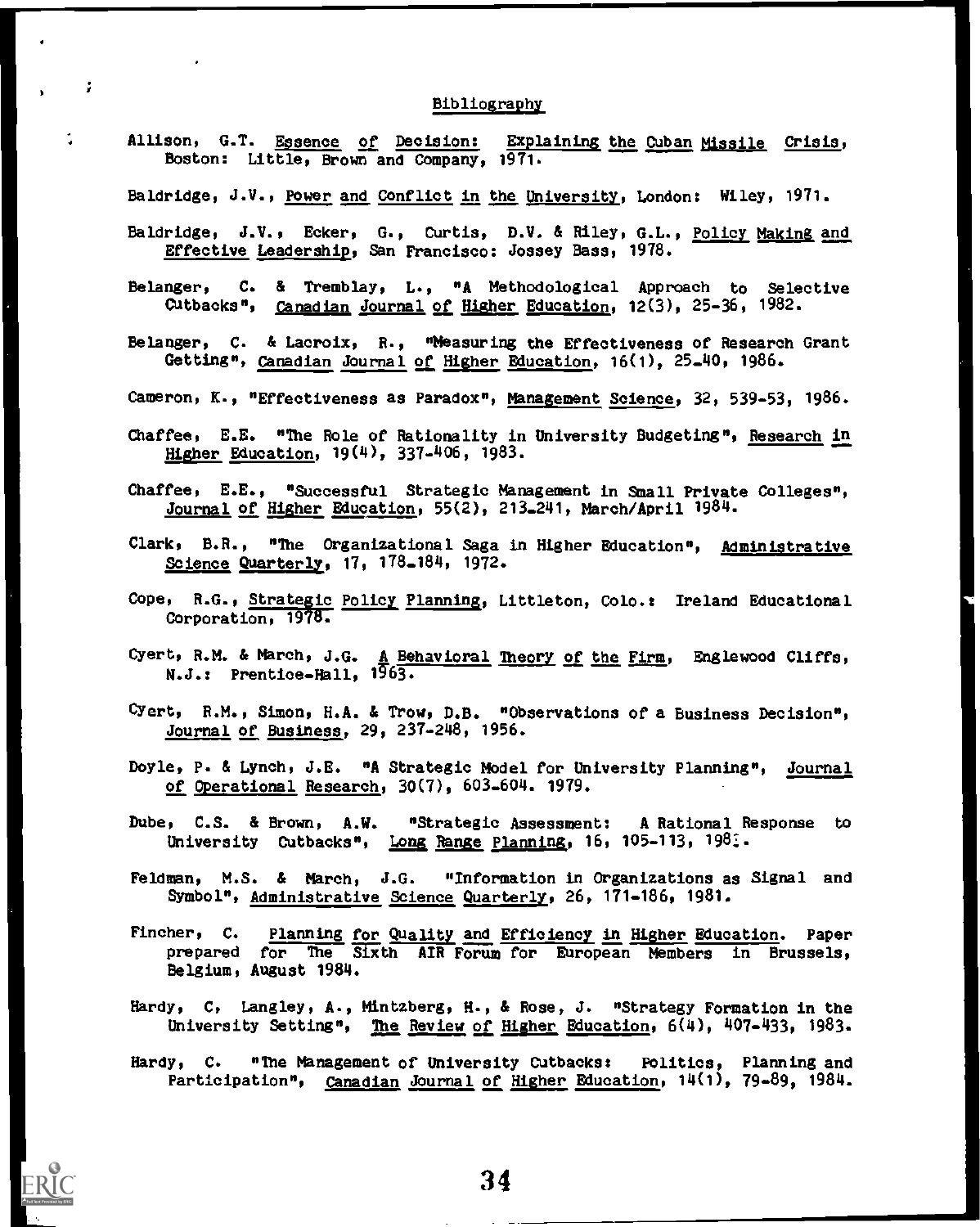## Bibliography

Allison, G.T. Essence of Decision: Explaining the Cuban Missile Crisis, Boston: Little, Brown and Company, 1971.

Baldridge, J.V., Power and Conflict in the University, London: Wiley, 1971.

Baldridge, J.V., Ecker, G., Curtis, D.V. & Riley, G.L., Policy Making and Effective Leadership, San Francisco: Jossey Bass, 1978.

Belanger, C. & Tremblay, L., "A Methodological Approach to Selective Cutbacks", Canadian Journal of Higher Education, 12(3), 25-36, 1982.

Belanger, C. & Lacroix, R., "Measuring the Effectiveness of Research Grant Getting", Canadian Journal of Higher Education, 16(1), 25-40, 1986.

Cameron, K., "Effectiveness as Paradox", Management Science, 32, 539-53, 1986.

Chaffee, E.E. "The Role of Rationality in University Budgeting", Research in Higher Education, 19(4), 337-406, 1983.

Chaffee, E.E., "Successful Strategic Management in Small Private Colleges", Journal of Higher Education, 55(2), 213-241, March/April 1984.

Clark, B.R., "The Organizational Saga in Higher Education", Administrative Science Quarterly, 17, 178-184, 1972.

Cope, R.G., Strategic Policy Planning, Littleton, Colo.: Ireland Educational Corporation, 1978.

Cyert, R.M. & March, J.G. A Behavioral Theory of the Firm, Englewood Cliffs, N.J.: Prentice-Hall, 1963.

Cyert, R.M., Simon, H.A. & Trow, D.B. "Observations of a Business Decision", Journal of Business, 29, 237-248, 1956.

Doyle, P. & Lynch, J.E. "A Strategic Model for University Planning", Journal of Operational Research, 30(7), 603-604. 1979.

Dube, C.S. & Brown, A.W. "Strategic Assessment: A Rational Response to University Cutbacks", Long Range Planning, 16, 105-113, 198:.

Feldman, M.S. & March, J.G. "Information in Organizations as Signal and Symbol", Administrative Science Quarterly, 26, 171-186, 1981.

Fincher, C. Planning for Quality and Efficiency in Higher Education. Paper prepared for The Sixth AIR Forum for European Members in Brussels, Belgium, August 1984.

Hardy, C, Langley, A., Mintzberg, H., & Rose, J. "Strategy Formation in the University Setting", The Review of Higher Education, 6(4), 407-433, 1983.

Hardy, C. "The Management of University Cutbacks: Politics, Planning and Participation", Canadian Journal of Higher Education, 14(1), 79-89, 1984.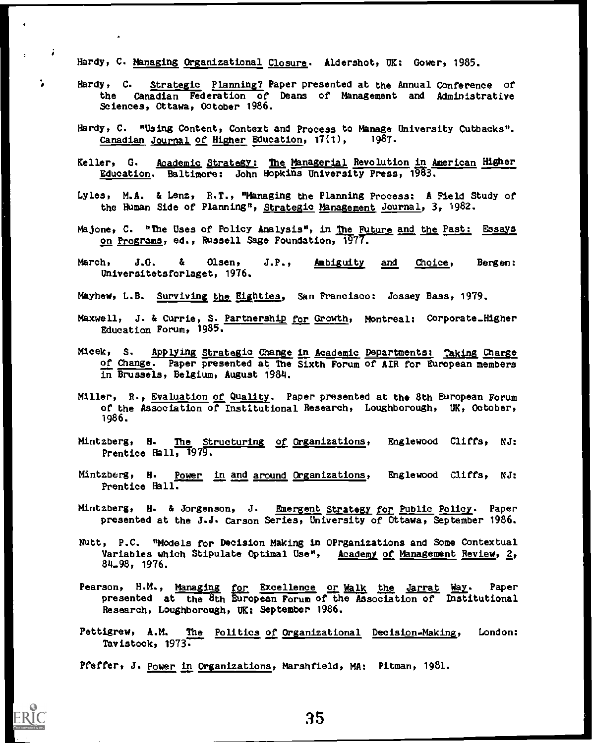Hardy, C. Managing Organizational Closure. Aldershot, UK: Gower, 1985.

Hardy, C. Strategic Planning? Paper presented at the Annual Conference of the Canadian Federation of Deans of Management and Administrative Sciences, Ottawa, October 1986.

Hardy, C. "Using Content, Context and Process to Manage University Cutbacks". Canadian Journal of Higher Education, 17(1), 1987.

Keller, G. Academic Strategy: The Managerial Revolution in American Higher Education. Baltimore: John Hopkins University Press, 1983.

Lyles, M.A. & Lenz, R.T., "Managing the Planning Process: A Field Study of the Human Side of Planning", Strategic Management Journal, 3, 1982.

Majone, C. "The Uses of Policy Analysis", in The Future and the Past: Essays on Programs, ed., Russell Sage Foundation, 1977.

March, J.G. & Olsen, J.P., Ambiguity and Choice, Bergen: Universitetsforlaget, 1976.

Mayhew, L.B. Surviving the Eighties, San Francisco: Jossey Bass, 1979.

Maxwell, J. & Currie, S. Partnership for Growth, Montreal: Corporate-Higher Education Forum, 1985.

Micek, S. Applying Strategic Change in Academic Departments: Taking Charge of Change. Paper presented at The Sixth Forum of AIR for European members in Brussels, Belgium, August 1984.

Miller, R., Evaluation of Quality. Paper presented at the 8th European Forum of the Association of Institutional Research, Loughborough, UK, October, 1986.

Mintzberg, H. The Structuring of Organizations, Englewood Cliffs, NJ: Prentice Hall, 1979.

Mintzberg, H. Power in and around Organizations, Englewood Cliffs, NJ: Prentice Hall.

Mintzberg, H. & Jorgenson, J. Emergent Strategy for Public Policy. Paper presented at the J.J. Carson Series, University of Ottawa, September 1986.

Nutt, P.C. "Models for Decision Making in OPrganizations and Some Contextual Variables which Stipulate Optimal Use", Academy of Management Review, 2, 84-98, 1976.

Pearson, H.M., Managing for Excellence or Walk the Jarrat Way. Paper presented at the 8th European Forum of the Association of Institutional Research, Loughborough, UK: September 1986.

Pettigrew, A.M. The Politics of Organizational Decision-Making, London: Tavistock, 1973.

Pfeffer, J. Power in Organizations, Marshfield, MA: Pitman, 1981.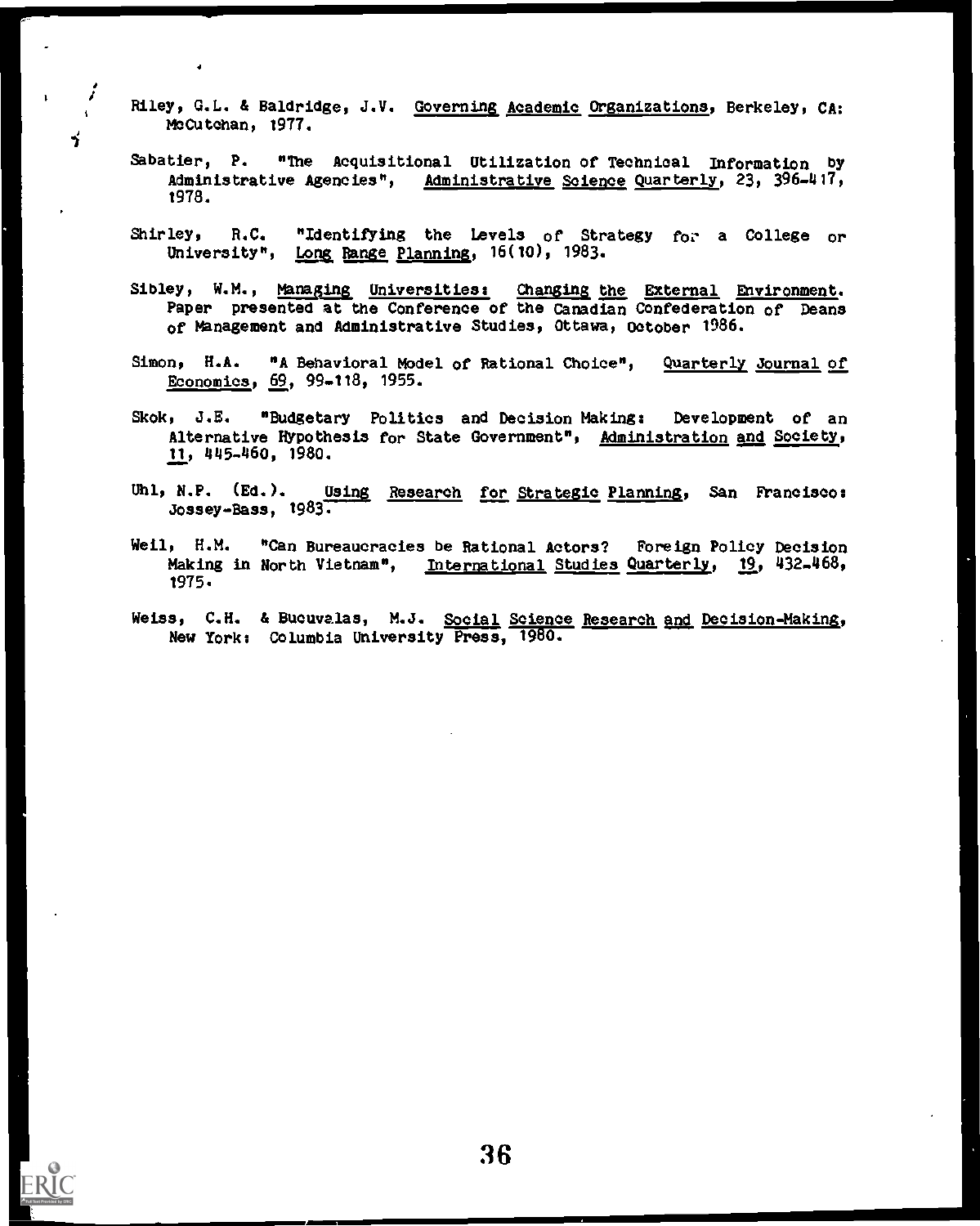Riley, G.L. & Baldridge, J.V. Governing Academic Organizations, Berkeley, CA: McCutchan, 1977.

Sabatier, P. "The Acquisitional Utilization of Technical Information by Administrative Agencies", Administrative Science Quarterly, 23, 396-417, 1978.

Shirley, R.C. "Identifying the Levels of Strategy for a College or University", Long Range Planning, 16(10), 1983.

Sibley, W.M., Managing Universities: Changing the External Environment. Paper presented at the Conference of the Canadian Confederation of Deans of Management and Administrative Studies, Ottawa, October 1986.

Simon, H.A. "A Behavioral Model of Rational Choice", Quarterly Journal of Economics, 69, 99-118, 1955.

Skok, J.E. "Budgetary Politics and Decision Making: Development of an Alternative Hypothesis for State Government", Administration and Society, 11, 445-460, 1980.

Uhl, N.P. (Ed.). Using Research for Strategic Planning, San Francisco: Jossey-Bass, 1983.

Weil, H.M. "Can Bureaucracies be Rational Actors? Foreign Policy Decision Making in North Vietnam", International Studies Quarterly, 19, 432-468, 1975.

Weiss, C.H. & Bucuvalas, M.J. Social Science Research and Decision-Making, New York: Columbia University Press, 1980.